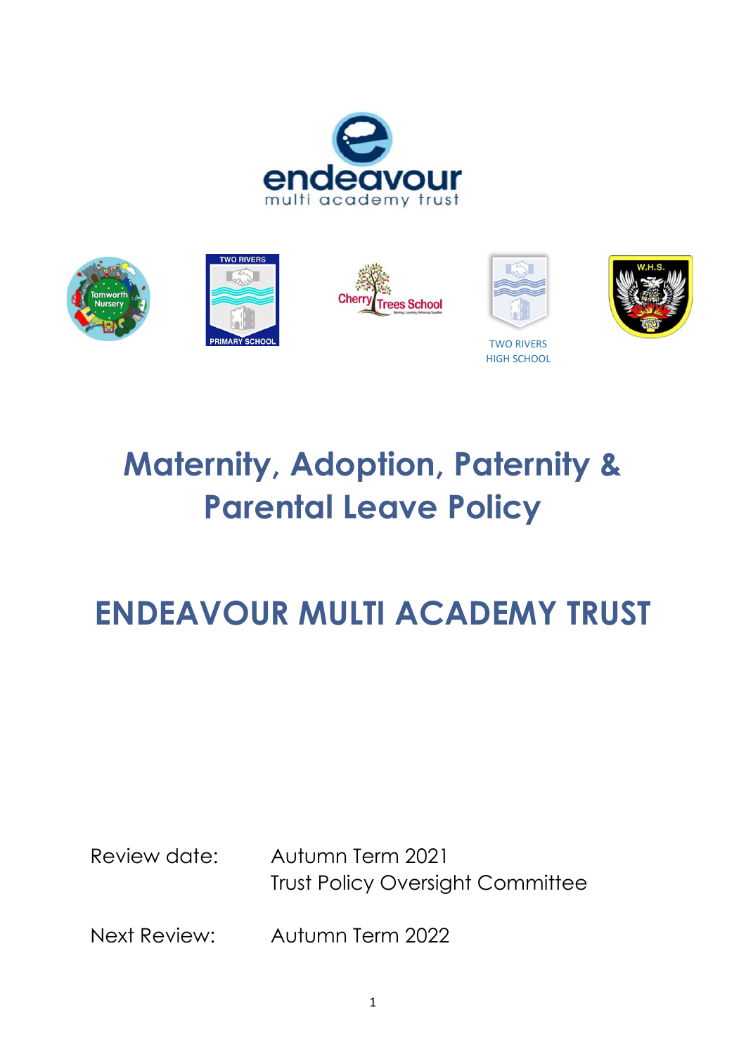# Maternity, Adoption, Paternity & Parental Leave Policy

# ENDEAVOUR MULTI ACADEMY TRUST

Review date: Autumn Term 2021
Trust Policy Oversight Committee

Next Review: Autumn Term 2022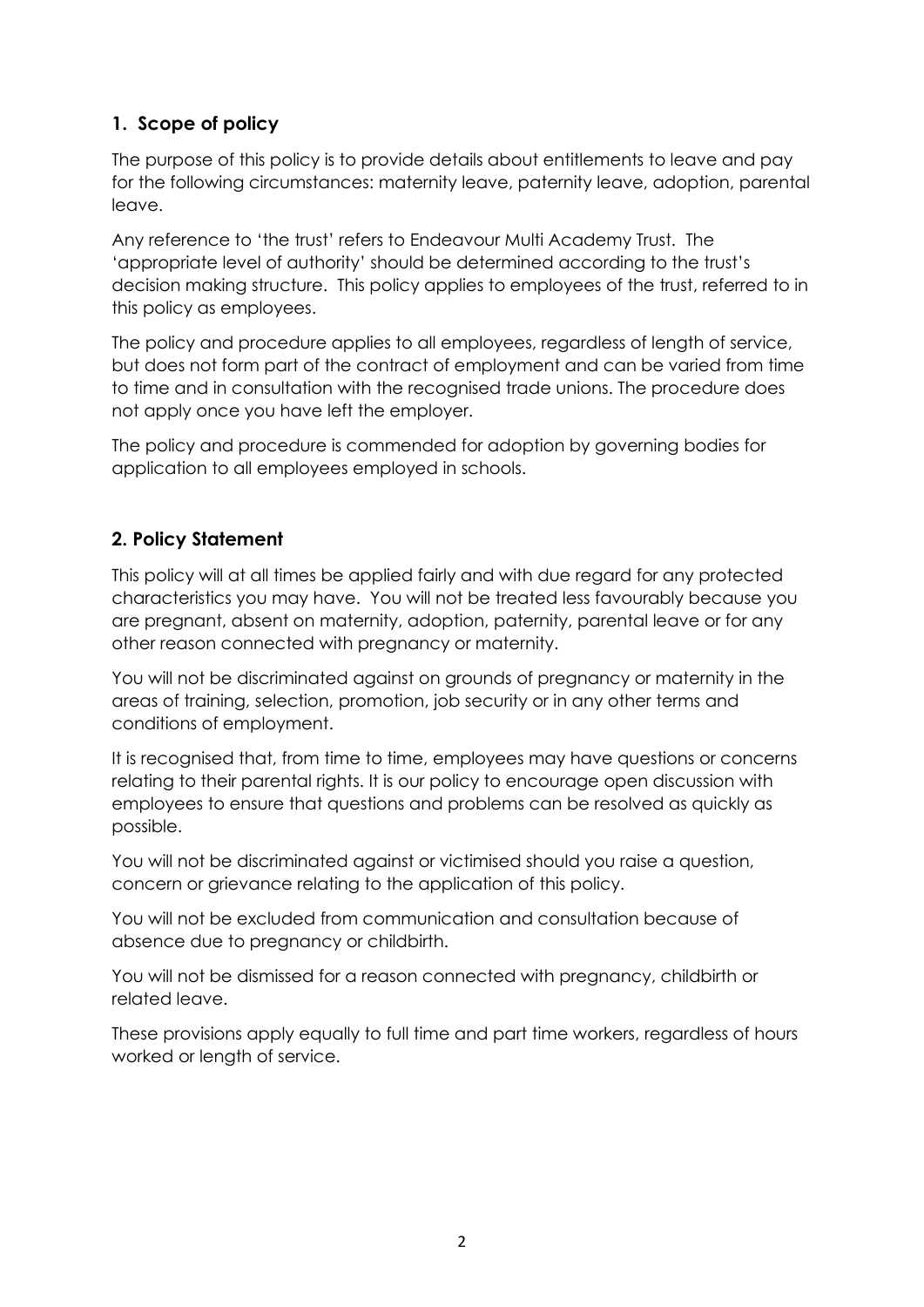## 1. Scope of policy

The purpose of this policy is to provide details about entitlements to leave and pay for the following circumstances: maternity leave, paternity leave, adoption, parental leave.

Any reference to 'the trust' refers to Endeavour Multi Academy Trust. The 'appropriate level of authority' should be determined according to the trust's decision making structure. This policy applies to employees of the trust, referred to in this policy as employees.

The policy and procedure applies to all employees, regardless of length of service, but does not form part of the contract of employment and can be varied from time to time and in consultation with the recognised trade unions. The procedure does not apply once you have left the employer.

The policy and procedure is commended for adoption by governing bodies for application to all employees employed in schools.

## 2. Policy Statement

This policy will at all times be applied fairly and with due regard for any protected characteristics you may have. You will not be treated less favourably because you are pregnant, absent on maternity, adoption, paternity, parental leave or for any other reason connected with pregnancy or maternity.

You will not be discriminated against on grounds of pregnancy or maternity in the areas of training, selection, promotion, job security or in any other terms and conditions of employment.

It is recognised that, from time to time, employees may have questions or concerns relating to their parental rights. It is our policy to encourage open discussion with employees to ensure that questions and problems can be resolved as quickly as possible.

You will not be discriminated against or victimised should you raise a question, concern or grievance relating to the application of this policy.

You will not be excluded from communication and consultation because of absence due to pregnancy or childbirth.

You will not be dismissed for a reason connected with pregnancy, childbirth or related leave.

These provisions apply equally to full time and part time workers, regardless of hours worked or length of service.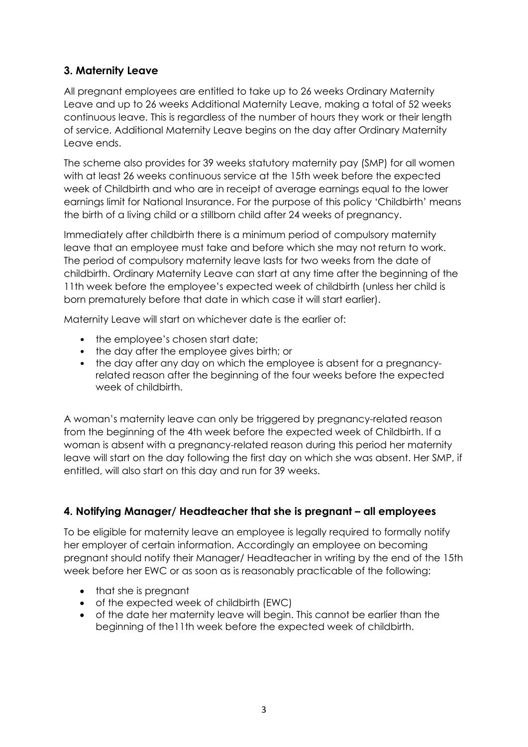## 3. Maternity Leave

All pregnant employees are entitled to take up to 26 weeks Ordinary Maternity Leave and up to 26 weeks Additional Maternity Leave, making a total of 52 weeks continuous leave. This is regardless of the number of hours they work or their length of service. Additional Maternity Leave begins on the day after Ordinary Maternity Leave ends.

The scheme also provides for 39 weeks statutory maternity pay (SMP) for all women with at least 26 weeks continuous service at the 15th week before the expected week of Childbirth and who are in receipt of average earnings equal to the lower earnings limit for National Insurance. For the purpose of this policy 'Childbirth' means the birth of a living child or a stillborn child after 24 weeks of pregnancy.

Immediately after childbirth there is a minimum period of compulsory maternity leave that an employee must take and before which she may not return to work. The period of compulsory maternity leave lasts for two weeks from the date of childbirth. Ordinary Maternity Leave can start at any time after the beginning of the 11th week before the employee's expected week of childbirth (unless her child is born prematurely before that date in which case it will start earlier).

Maternity Leave will start on whichever date is the earlier of:

- the employee's chosen start date;
- the day after the employee gives birth; or
- the day after any day on which the employee is absent for a pregnancy-related reason after the beginning of the four weeks before the expected week of childbirth.

A woman's maternity leave can only be triggered by pregnancy-related reason from the beginning of the 4th week before the expected week of Childbirth. If a woman is absent with a pregnancy-related reason during this period her maternity leave will start on the day following the first day on which she was absent. Her SMP, if entitled, will also start on this day and run for 39 weeks.

## 4. Notifying Manager/ Headteacher that she is pregnant – all employees

To be eligible for maternity leave an employee is legally required to formally notify her employer of certain information. Accordingly an employee on becoming pregnant should notify their Manager/ Headteacher in writing by the end of the 15th week before her EWC or as soon as is reasonably practicable of the following:

- that she is pregnant
- of the expected week of childbirth (EWC)
- of the date her maternity leave will begin. This cannot be earlier than the beginning of the11th week before the expected week of childbirth.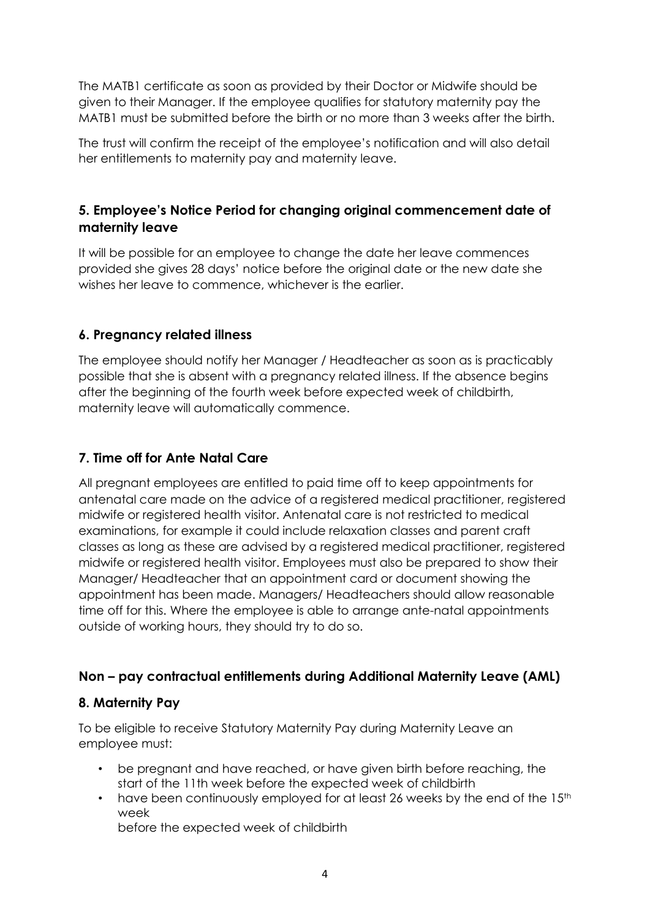The MATB1 certificate as soon as provided by their Doctor or Midwife should be given to their Manager. If the employee qualifies for statutory maternity pay the MATB1 must be submitted before the birth or no more than 3 weeks after the birth.

The trust will confirm the receipt of the employee's notification and will also detail her entitlements to maternity pay and maternity leave.

## 5. Employee's Notice Period for changing original commencement date of maternity leave

It will be possible for an employee to change the date her leave commences provided she gives 28 days' notice before the original date or the new date she wishes her leave to commence, whichever is the earlier.

## 6. Pregnancy related illness

The employee should notify her Manager / Headteacher as soon as is practicably possible that she is absent with a pregnancy related illness. If the absence begins after the beginning of the fourth week before expected week of childbirth, maternity leave will automatically commence.

## 7. Time off for Ante Natal Care

All pregnant employees are entitled to paid time off to keep appointments for antenatal care made on the advice of a registered medical practitioner, registered midwife or registered health visitor. Antenatal care is not restricted to medical examinations, for example it could include relaxation classes and parent craft classes as long as these are advised by a registered medical practitioner, registered midwife or registered health visitor. Employees must also be prepared to show their Manager/ Headteacher that an appointment card or document showing the appointment has been made. Managers/ Headteachers should allow reasonable time off for this. Where the employee is able to arrange ante-natal appointments outside of working hours, they should try to do so.

## Non – pay contractual entitlements during Additional Maternity Leave (AML)

## 8. Maternity Pay

To be eligible to receive Statutory Maternity Pay during Maternity Leave an employee must:

- be pregnant and have reached, or have given birth before reaching, the start of the 11th week before the expected week of childbirth
- have been continuously employed for at least 26 weeks by the end of the 15th week
  before the expected week of childbirth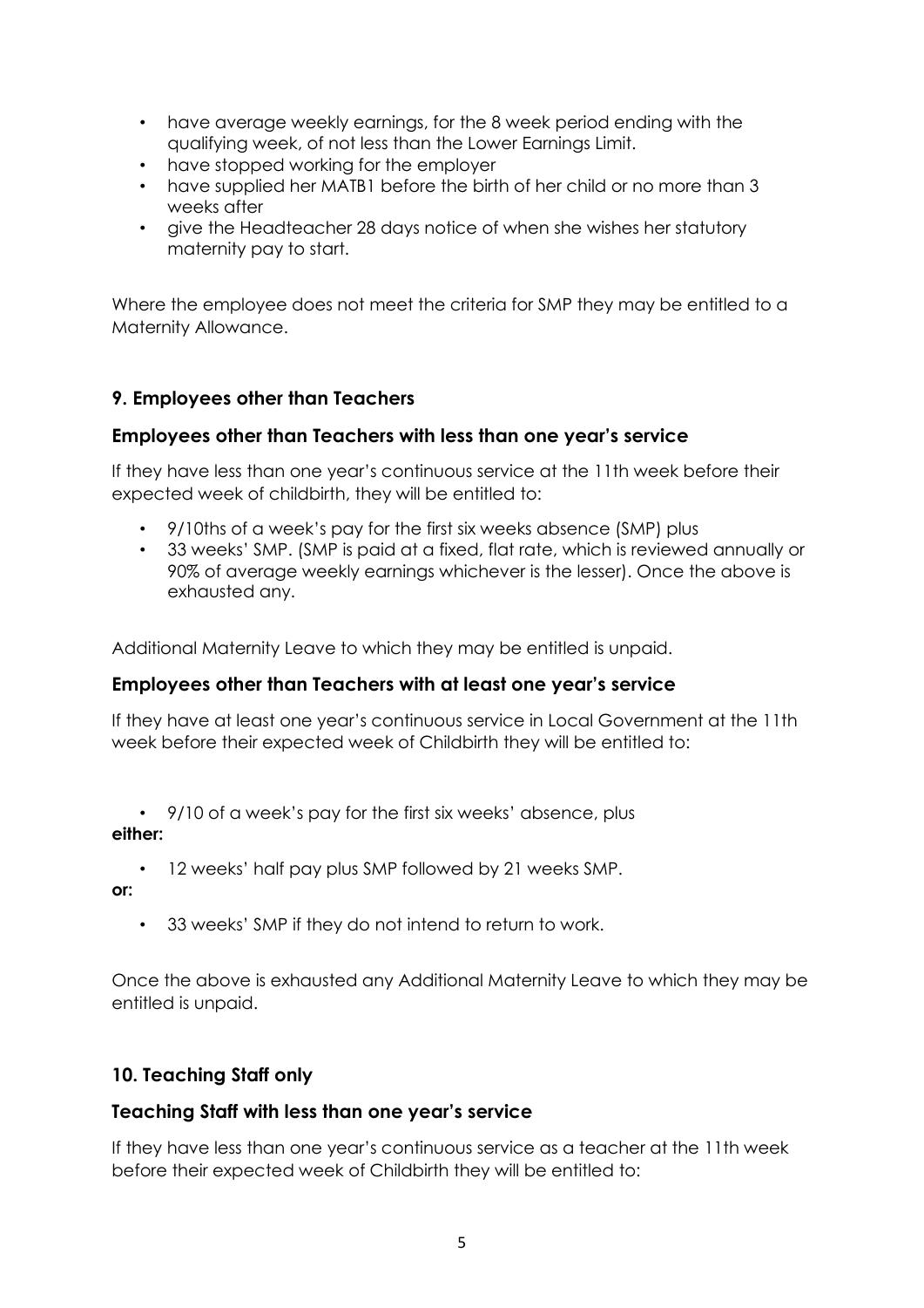- have average weekly earnings, for the 8 week period ending with the qualifying week, of not less than the Lower Earnings Limit.
- have stopped working for the employer
- have supplied her MATB1 before the birth of her child or no more than 3 weeks after
- give the Headteacher 28 days notice of when she wishes her statutory maternity pay to start.

Where the employee does not meet the criteria for SMP they may be entitled to a Maternity Allowance.

## 9. Employees other than Teachers

### Employees other than Teachers with less than one year's service

If they have less than one year's continuous service at the 11th week before their expected week of childbirth, they will be entitled to:

- 9/10ths of a week's pay for the first six weeks absence (SMP) plus
- 33 weeks' SMP. (SMP is paid at a fixed, flat rate, which is reviewed annually or 90% of average weekly earnings whichever is the lesser). Once the above is exhausted any.

Additional Maternity Leave to which they may be entitled is unpaid.

### Employees other than Teachers with at least one year's service

If they have at least one year's continuous service in Local Government at the 11th week before their expected week of Childbirth they will be entitled to:

- 9/10 of a week's pay for the first six weeks' absence, plus

**either:**

- 12 weeks' half pay plus SMP followed by 21 weeks SMP.

**or:**

- 33 weeks' SMP if they do not intend to return to work.

Once the above is exhausted any Additional Maternity Leave to which they may be entitled is unpaid.

## 10. Teaching Staff only

### Teaching Staff with less than one year's service

If they have less than one year's continuous service as a teacher at the 11th week before their expected week of Childbirth they will be entitled to: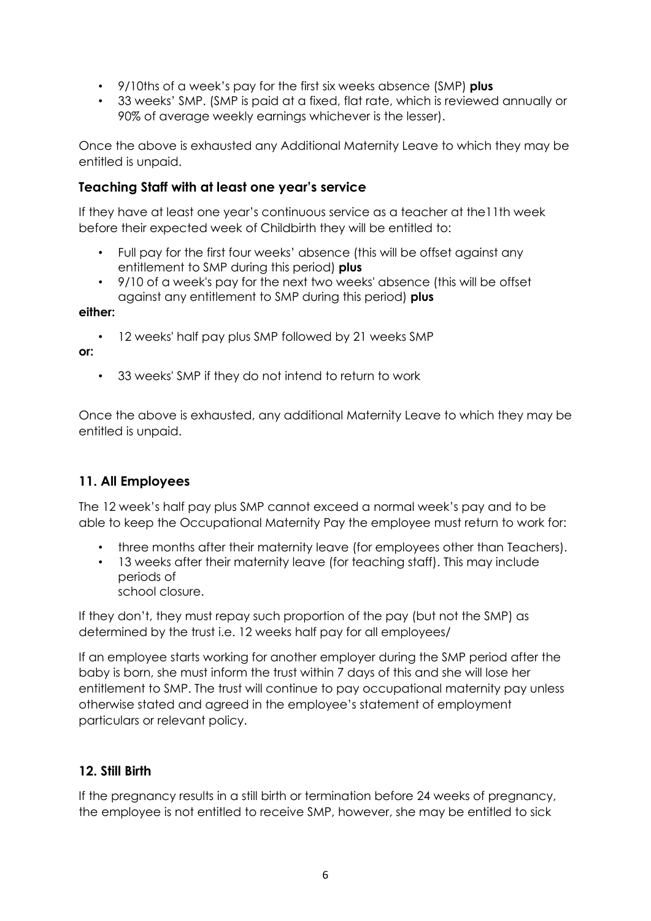- 9/10ths of a week's pay for the first six weeks absence (SMP) **plus**
- 33 weeks' SMP. (SMP is paid at a fixed, flat rate, which is reviewed annually or 90% of average weekly earnings whichever is the lesser).

Once the above is exhausted any Additional Maternity Leave to which they may be entitled is unpaid.

### Teaching Staff with at least one year's service

If they have at least one year's continuous service as a teacher at the11th week before their expected week of Childbirth they will be entitled to:

- Full pay for the first four weeks' absence (this will be offset against any entitlement to SMP during this period) **plus**
- 9/10 of a week's pay for the next two weeks' absence (this will be offset against any entitlement to SMP during this period) **plus**

**either:**

- 12 weeks' half pay plus SMP followed by 21 weeks SMP

**or:**

- 33 weeks' SMP if they do not intend to return to work

Once the above is exhausted, any additional Maternity Leave to which they may be entitled is unpaid.

## 11. All Employees

The 12 week's half pay plus SMP cannot exceed a normal week's pay and to be able to keep the Occupational Maternity Pay the employee must return to work for:

- three months after their maternity leave (for employees other than Teachers).
- 13 weeks after their maternity leave (for teaching staff). This may include periods of school closure.

If they don't, they must repay such proportion of the pay (but not the SMP) as determined by the trust i.e. 12 weeks half pay for all employees/

If an employee starts working for another employer during the SMP period after the baby is born, she must inform the trust within 7 days of this and she will lose her entitlement to SMP. The trust will continue to pay occupational maternity pay unless otherwise stated and agreed in the employee's statement of employment particulars or relevant policy.

## 12. Still Birth

If the pregnancy results in a still birth or termination before 24 weeks of pregnancy, the employee is not entitled to receive SMP, however, she may be entitled to sick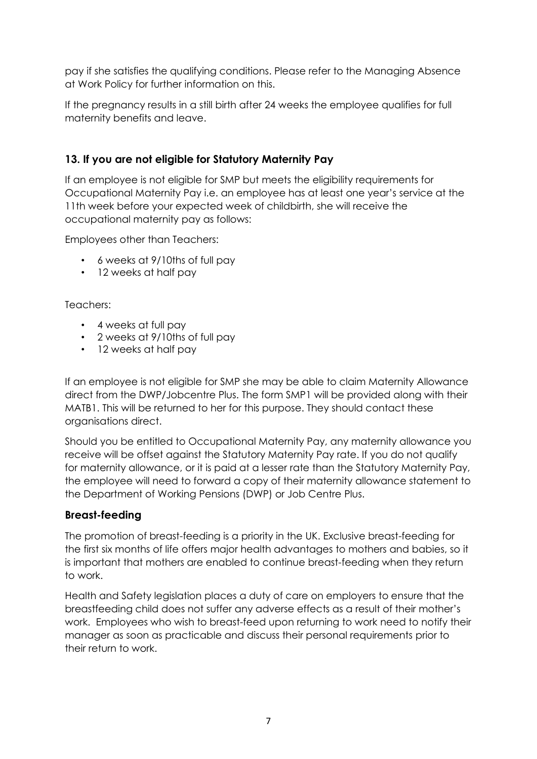pay if she satisfies the qualifying conditions. Please refer to the Managing Absence at Work Policy for further information on this.

If the pregnancy results in a still birth after 24 weeks the employee qualifies for full maternity benefits and leave.

## 13. If you are not eligible for Statutory Maternity Pay

If an employee is not eligible for SMP but meets the eligibility requirements for Occupational Maternity Pay i.e. an employee has at least one year's service at the 11th week before your expected week of childbirth, she will receive the occupational maternity pay as follows:

Employees other than Teachers:

- 6 weeks at 9/10ths of full pay
- 12 weeks at half pay

Teachers:

- 4 weeks at full pay
- 2 weeks at 9/10ths of full pay
- 12 weeks at half pay

If an employee is not eligible for SMP she may be able to claim Maternity Allowance direct from the DWP/Jobcentre Plus. The form SMP1 will be provided along with their MATB1. This will be returned to her for this purpose. They should contact these organisations direct.

Should you be entitled to Occupational Maternity Pay, any maternity allowance you receive will be offset against the Statutory Maternity Pay rate. If you do not qualify for maternity allowance, or it is paid at a lesser rate than the Statutory Maternity Pay, the employee will need to forward a copy of their maternity allowance statement to the Department of Working Pensions (DWP) or Job Centre Plus.

## Breast-feeding

The promotion of breast-feeding is a priority in the UK. Exclusive breast-feeding for the first six months of life offers major health advantages to mothers and babies, so it is important that mothers are enabled to continue breast-feeding when they return to work.

Health and Safety legislation places a duty of care on employers to ensure that the breastfeeding child does not suffer any adverse effects as a result of their mother's work. Employees who wish to breast-feed upon returning to work need to notify their manager as soon as practicable and discuss their personal requirements prior to their return to work.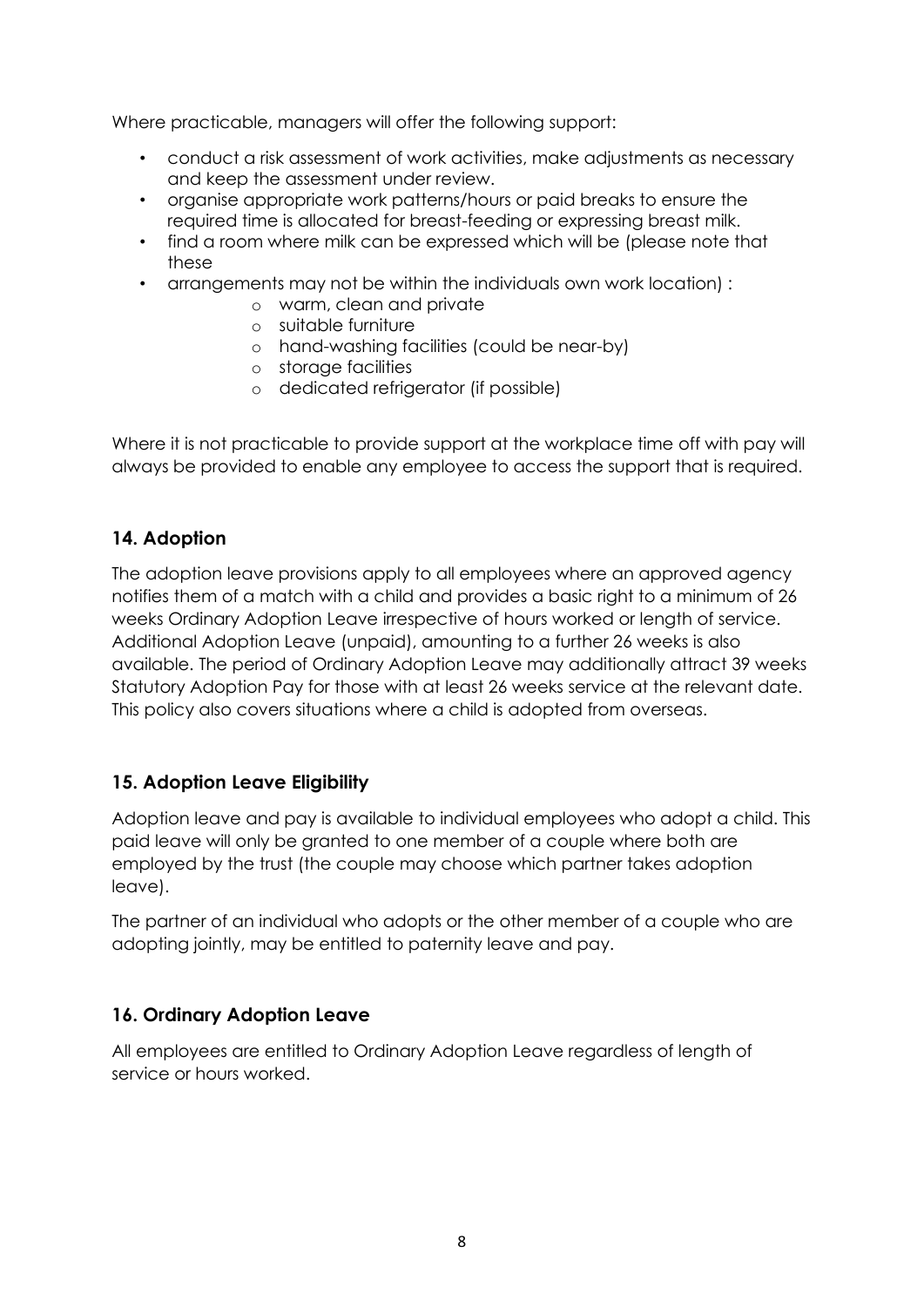Where practicable, managers will offer the following support:

- conduct a risk assessment of work activities, make adjustments as necessary and keep the assessment under review.
- organise appropriate work patterns/hours or paid breaks to ensure the required time is allocated for breast-feeding or expressing breast milk.
- find a room where milk can be expressed which will be (please note that these
- arrangements may not be within the individuals own work location) :
  - warm, clean and private
  - suitable furniture
  - hand-washing facilities (could be near-by)
  - storage facilities
  - dedicated refrigerator (if possible)

Where it is not practicable to provide support at the workplace time off with pay will always be provided to enable any employee to access the support that is required.

## 14. Adoption

The adoption leave provisions apply to all employees where an approved agency notifies them of a match with a child and provides a basic right to a minimum of 26 weeks Ordinary Adoption Leave irrespective of hours worked or length of service. Additional Adoption Leave (unpaid), amounting to a further 26 weeks is also available. The period of Ordinary Adoption Leave may additionally attract 39 weeks Statutory Adoption Pay for those with at least 26 weeks service at the relevant date. This policy also covers situations where a child is adopted from overseas.

## 15. Adoption Leave Eligibility

Adoption leave and pay is available to individual employees who adopt a child. This paid leave will only be granted to one member of a couple where both are employed by the trust (the couple may choose which partner takes adoption leave).

The partner of an individual who adopts or the other member of a couple who are adopting jointly, may be entitled to paternity leave and pay.

## 16. Ordinary Adoption Leave

All employees are entitled to Ordinary Adoption Leave regardless of length of service or hours worked.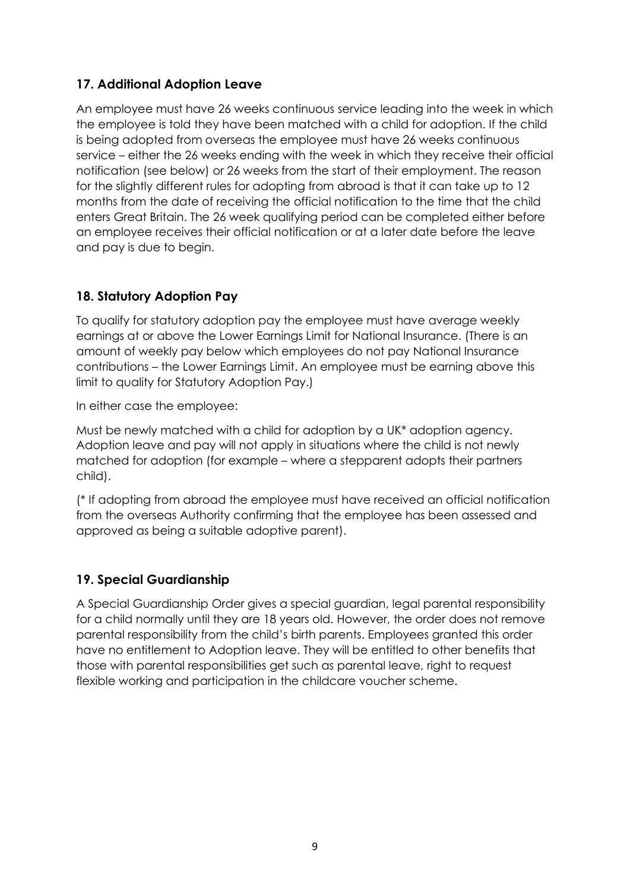## 17. Additional Adoption Leave

An employee must have 26 weeks continuous service leading into the week in which the employee is told they have been matched with a child for adoption. If the child is being adopted from overseas the employee must have 26 weeks continuous service – either the 26 weeks ending with the week in which they receive their official notification (see below) or 26 weeks from the start of their employment. The reason for the slightly different rules for adopting from abroad is that it can take up to 12 months from the date of receiving the official notification to the time that the child enters Great Britain. The 26 week qualifying period can be completed either before an employee receives their official notification or at a later date before the leave and pay is due to begin.

## 18. Statutory Adoption Pay

To qualify for statutory adoption pay the employee must have average weekly earnings at or above the Lower Earnings Limit for National Insurance. (There is an amount of weekly pay below which employees do not pay National Insurance contributions – the Lower Earnings Limit. An employee must be earning above this limit to quality for Statutory Adoption Pay.)

In either case the employee:

Must be newly matched with a child for adoption by a UK* adoption agency. Adoption leave and pay will not apply in situations where the child is not newly matched for adoption (for example – where a stepparent adopts their partners child).

(* If adopting from abroad the employee must have received an official notification from the overseas Authority confirming that the employee has been assessed and approved as being a suitable adoptive parent).

## 19. Special Guardianship

A Special Guardianship Order gives a special guardian, legal parental responsibility for a child normally until they are 18 years old. However, the order does not remove parental responsibility from the child's birth parents. Employees granted this order have no entitlement to Adoption leave. They will be entitled to other benefits that those with parental responsibilities get such as parental leave, right to request flexible working and participation in the childcare voucher scheme.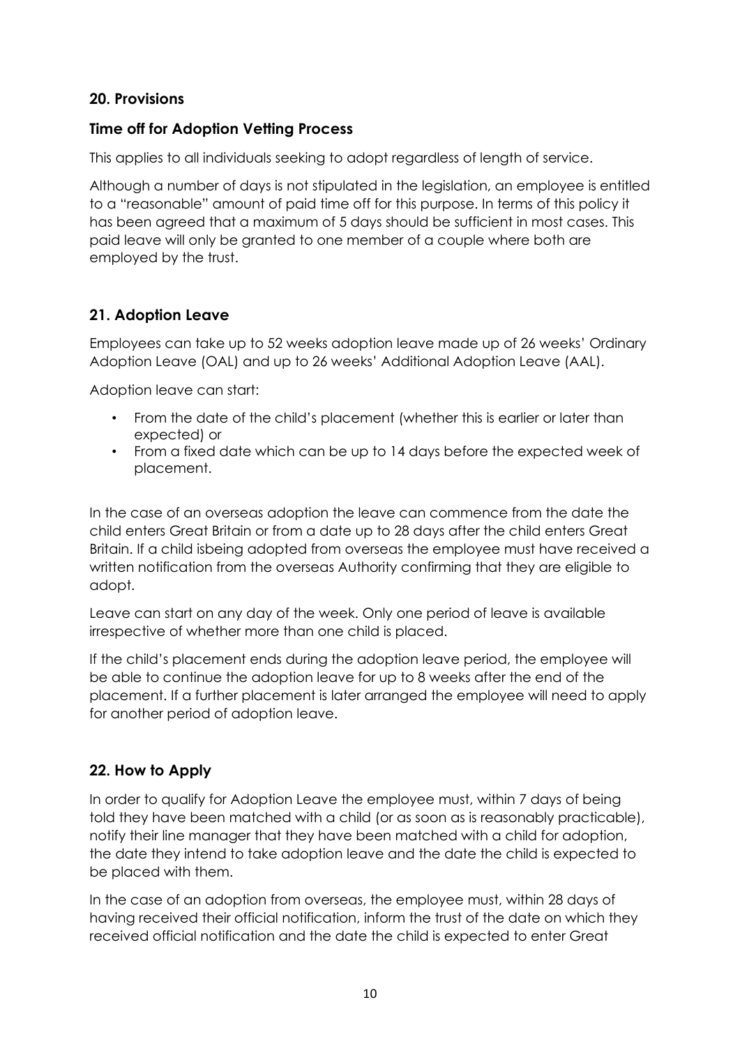## 20. Provisions

### Time off for Adoption Vetting Process

This applies to all individuals seeking to adopt regardless of length of service.

Although a number of days is not stipulated in the legislation, an employee is entitled to a "reasonable" amount of paid time off for this purpose. In terms of this policy it has been agreed that a maximum of 5 days should be sufficient in most cases. This paid leave will only be granted to one member of a couple where both are employed by the trust.

## 21. Adoption Leave

Employees can take up to 52 weeks adoption leave made up of 26 weeks' Ordinary Adoption Leave (OAL) and up to 26 weeks' Additional Adoption Leave (AAL).

Adoption leave can start:

- From the date of the child's placement (whether this is earlier or later than expected) or
- From a fixed date which can be up to 14 days before the expected week of placement.

In the case of an overseas adoption the leave can commence from the date the child enters Great Britain or from a date up to 28 days after the child enters Great Britain. If a child isbeing adopted from overseas the employee must have received a written notification from the overseas Authority confirming that they are eligible to adopt.

Leave can start on any day of the week. Only one period of leave is available irrespective of whether more than one child is placed.

If the child's placement ends during the adoption leave period, the employee will be able to continue the adoption leave for up to 8 weeks after the end of the placement. If a further placement is later arranged the employee will need to apply for another period of adoption leave.

## 22. How to Apply

In order to qualify for Adoption Leave the employee must, within 7 days of being told they have been matched with a child (or as soon as is reasonably practicable), notify their line manager that they have been matched with a child for adoption, the date they intend to take adoption leave and the date the child is expected to be placed with them.

In the case of an adoption from overseas, the employee must, within 28 days of having received their official notification, inform the trust of the date on which they received official notification and the date the child is expected to enter Great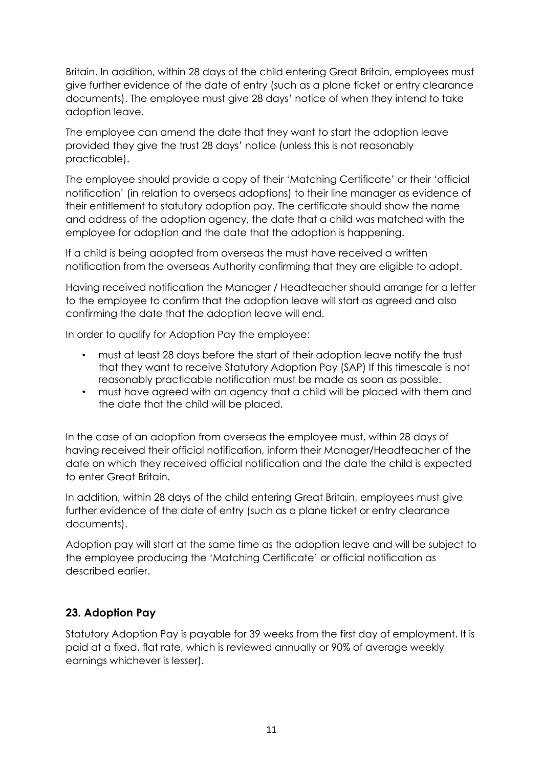Britain. In addition, within 28 days of the child entering Great Britain, employees must give further evidence of the date of entry (such as a plane ticket or entry clearance documents). The employee must give 28 days' notice of when they intend to take adoption leave.

The employee can amend the date that they want to start the adoption leave provided they give the trust 28 days' notice (unless this is not reasonably practicable).

The employee should provide a copy of their 'Matching Certificate' or their 'official notification' (in relation to overseas adoptions) to their line manager as evidence of their entitlement to statutory adoption pay. The certificate should show the name and address of the adoption agency, the date that a child was matched with the employee for adoption and the date that the adoption is happening.

If a child is being adopted from overseas the must have received a written notification from the overseas Authority confirming that they are eligible to adopt.

Having received notification the Manager / Headteacher should arrange for a letter to the employee to confirm that the adoption leave will start as agreed and also confirming the date that the adoption leave will end.

In order to qualify for Adoption Pay the employee:

- must at least 28 days before the start of their adoption leave notify the trust that they want to receive Statutory Adoption Pay (SAP) If this timescale is not reasonably practicable notification must be made as soon as possible.
- must have agreed with an agency that a child will be placed with them and the date that the child will be placed.

In the case of an adoption from overseas the employee must, within 28 days of having received their official notification, inform their Manager/Headteacher of the date on which they received official notification and the date the child is expected to enter Great Britain.

In addition, within 28 days of the child entering Great Britain, employees must give further evidence of the date of entry (such as a plane ticket or entry clearance documents).

Adoption pay will start at the same time as the adoption leave and will be subject to the employee producing the 'Matching Certificate' or official notification as described earlier.

## 23. Adoption Pay

Statutory Adoption Pay is payable for 39 weeks from the first day of employment. It is paid at a fixed, flat rate, which is reviewed annually or 90% of average weekly earnings whichever is lesser).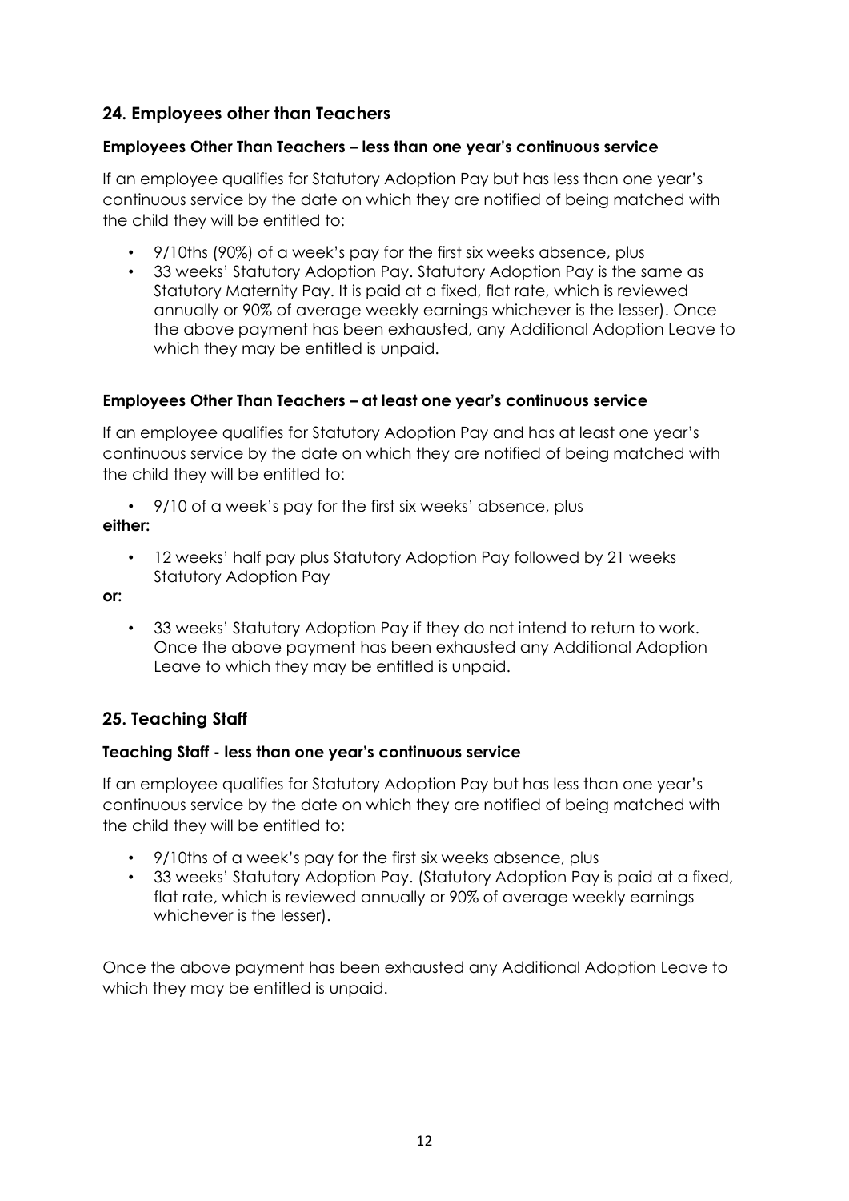## 24. Employees other than Teachers

### Employees Other Than Teachers – less than one year's continuous service

If an employee qualifies for Statutory Adoption Pay but has less than one year's continuous service by the date on which they are notified of being matched with the child they will be entitled to:

- 9/10ths (90%) of a week's pay for the first six weeks absence, plus
- 33 weeks' Statutory Adoption Pay. Statutory Adoption Pay is the same as Statutory Maternity Pay. It is paid at a fixed, flat rate, which is reviewed annually or 90% of average weekly earnings whichever is the lesser). Once the above payment has been exhausted, any Additional Adoption Leave to which they may be entitled is unpaid.

### Employees Other Than Teachers – at least one year's continuous service

If an employee qualifies for Statutory Adoption Pay and has at least one year's continuous service by the date on which they are notified of being matched with the child they will be entitled to:

- 9/10 of a week's pay for the first six weeks' absence, plus

**either:**

- 12 weeks' half pay plus Statutory Adoption Pay followed by 21 weeks Statutory Adoption Pay

**or:**

- 33 weeks' Statutory Adoption Pay if they do not intend to return to work. Once the above payment has been exhausted any Additional Adoption Leave to which they may be entitled is unpaid.

## 25. Teaching Staff

### Teaching Staff - less than one year's continuous service

If an employee qualifies for Statutory Adoption Pay but has less than one year's continuous service by the date on which they are notified of being matched with the child they will be entitled to:

- 9/10ths of a week's pay for the first six weeks absence, plus
- 33 weeks' Statutory Adoption Pay. (Statutory Adoption Pay is paid at a fixed, flat rate, which is reviewed annually or 90% of average weekly earnings whichever is the lesser).

Once the above payment has been exhausted any Additional Adoption Leave to which they may be entitled is unpaid.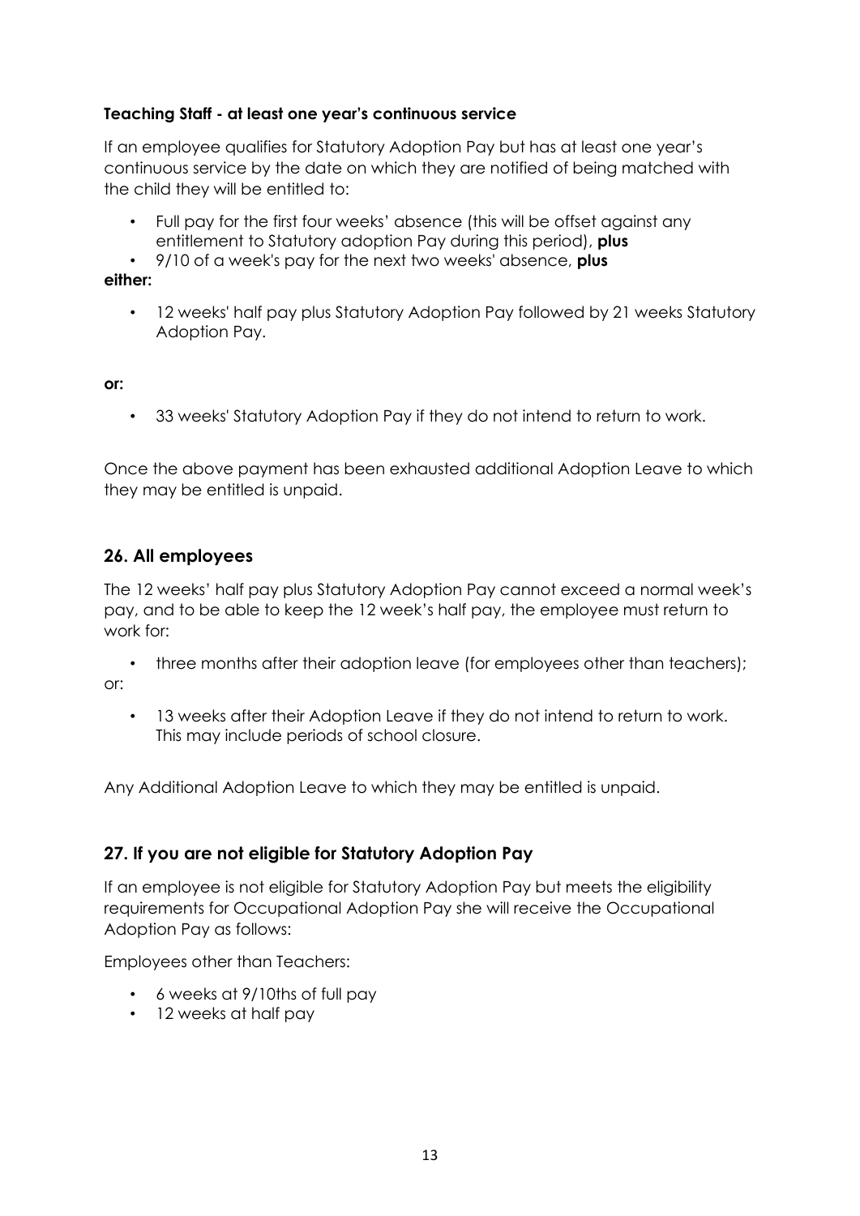**Teaching Staff - at least one year's continuous service**

If an employee qualifies for Statutory Adoption Pay but has at least one year's continuous service by the date on which they are notified of being matched with the child they will be entitled to:

- Full pay for the first four weeks' absence (this will be offset against any entitlement to Statutory adoption Pay during this period), **plus**
- 9/10 of a week's pay for the next two weeks' absence, **plus**

**either:**

- 12 weeks' half pay plus Statutory Adoption Pay followed by 21 weeks Statutory Adoption Pay.

**or:**

- 33 weeks' Statutory Adoption Pay if they do not intend to return to work.

Once the above payment has been exhausted additional Adoption Leave to which they may be entitled is unpaid.

## 26. All employees

The 12 weeks' half pay plus Statutory Adoption Pay cannot exceed a normal week's pay, and to be able to keep the 12 week's half pay, the employee must return to work for:

- three months after their adoption leave (for employees other than teachers);

or:

- 13 weeks after their Adoption Leave if they do not intend to return to work. This may include periods of school closure.

Any Additional Adoption Leave to which they may be entitled is unpaid.

## 27. If you are not eligible for Statutory Adoption Pay

If an employee is not eligible for Statutory Adoption Pay but meets the eligibility requirements for Occupational Adoption Pay she will receive the Occupational Adoption Pay as follows:

Employees other than Teachers:

- 6 weeks at 9/10ths of full pay
- 12 weeks at half pay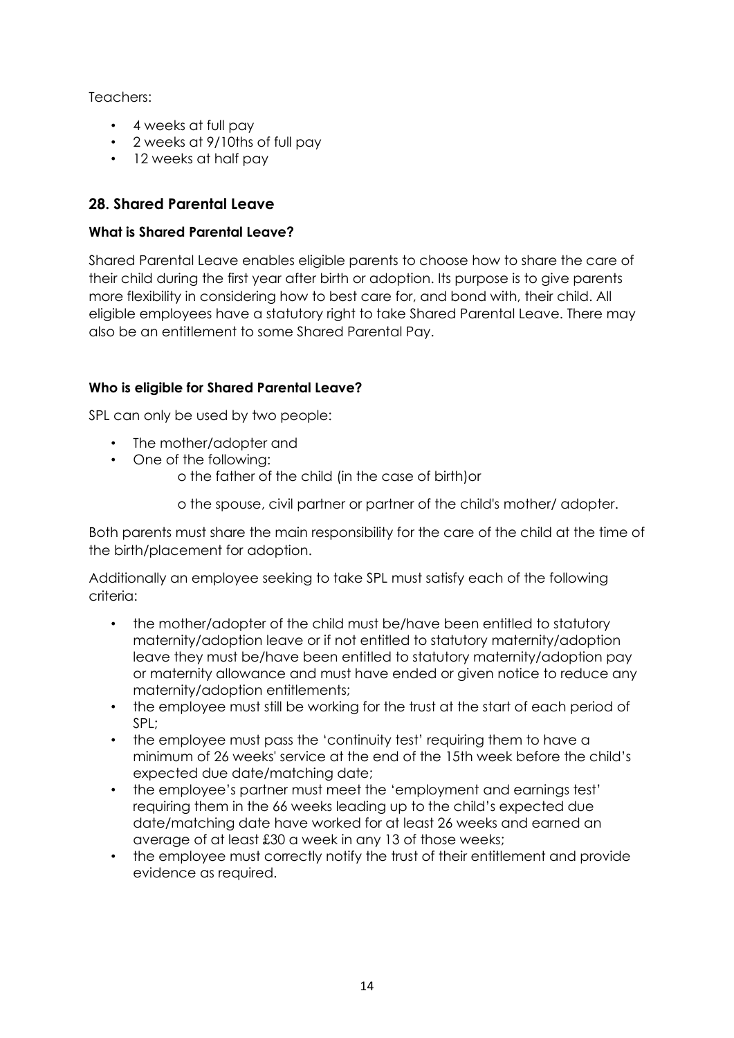Teachers:

- 4 weeks at full pay
- 2 weeks at 9/10ths of full pay
- 12 weeks at half pay

## 28. Shared Parental Leave

### What is Shared Parental Leave?

Shared Parental Leave enables eligible parents to choose how to share the care of their child during the first year after birth or adoption. Its purpose is to give parents more flexibility in considering how to best care for, and bond with, their child. All eligible employees have a statutory right to take Shared Parental Leave. There may also be an entitlement to some Shared Parental Pay.

### Who is eligible for Shared Parental Leave?

SPL can only be used by two people:

- The mother/adopter and
- One of the following:
  - o the father of the child (in the case of birth)or
  - o the spouse, civil partner or partner of the child's mother/ adopter.

Both parents must share the main responsibility for the care of the child at the time of the birth/placement for adoption.

Additionally an employee seeking to take SPL must satisfy each of the following criteria:

- the mother/adopter of the child must be/have been entitled to statutory maternity/adoption leave or if not entitled to statutory maternity/adoption leave they must be/have been entitled to statutory maternity/adoption pay or maternity allowance and must have ended or given notice to reduce any maternity/adoption entitlements;
- the employee must still be working for the trust at the start of each period of SPL;
- the employee must pass the 'continuity test' requiring them to have a minimum of 26 weeks' service at the end of the 15th week before the child's expected due date/matching date;
- the employee's partner must meet the 'employment and earnings test' requiring them in the 66 weeks leading up to the child's expected due date/matching date have worked for at least 26 weeks and earned an average of at least £30 a week in any 13 of those weeks;
- the employee must correctly notify the trust of their entitlement and provide evidence as required.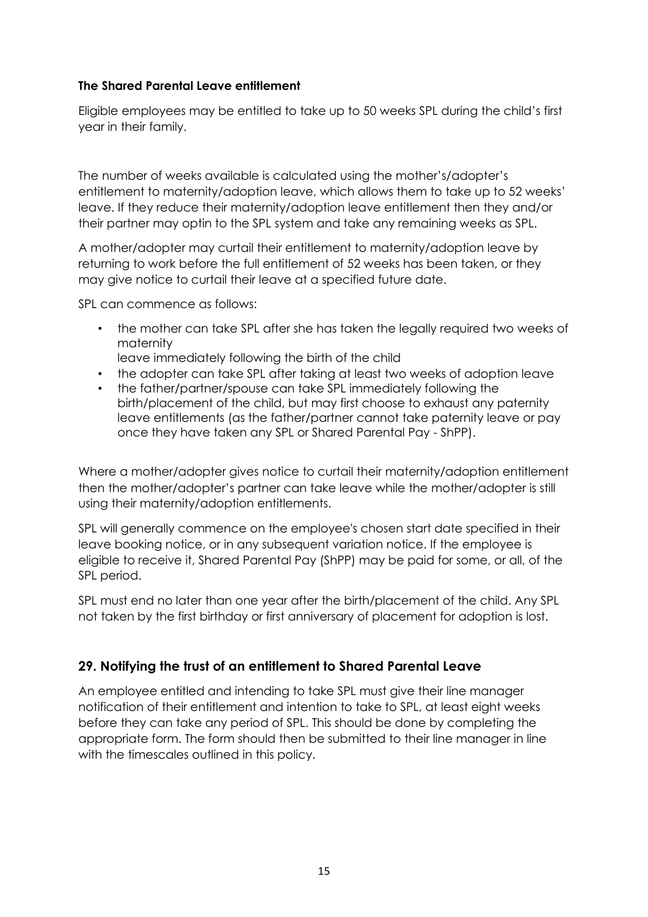**The Shared Parental Leave entitlement**

Eligible employees may be entitled to take up to 50 weeks SPL during the child's first year in their family.

The number of weeks available is calculated using the mother's/adopter's entitlement to maternity/adoption leave, which allows them to take up to 52 weeks' leave. If they reduce their maternity/adoption leave entitlement then they and/or their partner may optin to the SPL system and take any remaining weeks as SPL.

A mother/adopter may curtail their entitlement to maternity/adoption leave by returning to work before the full entitlement of 52 weeks has been taken, or they may give notice to curtail their leave at a specified future date.

SPL can commence as follows:

- the mother can take SPL after she has taken the legally required two weeks of maternity
  leave immediately following the birth of the child
- the adopter can take SPL after taking at least two weeks of adoption leave
- the father/partner/spouse can take SPL immediately following the birth/placement of the child, but may first choose to exhaust any paternity leave entitlements (as the father/partner cannot take paternity leave or pay once they have taken any SPL or Shared Parental Pay - ShPP).

Where a mother/adopter gives notice to curtail their maternity/adoption entitlement then the mother/adopter's partner can take leave while the mother/adopter is still using their maternity/adoption entitlements.

SPL will generally commence on the employee's chosen start date specified in their leave booking notice, or in any subsequent variation notice. If the employee is eligible to receive it, Shared Parental Pay (ShPP) may be paid for some, or all, of the SPL period.

SPL must end no later than one year after the birth/placement of the child. Any SPL not taken by the first birthday or first anniversary of placement for adoption is lost.

## 29. Notifying the trust of an entitlement to Shared Parental Leave

An employee entitled and intending to take SPL must give their line manager notification of their entitlement and intention to take to SPL, at least eight weeks before they can take any period of SPL. This should be done by completing the appropriate form. The form should then be submitted to their line manager in line with the timescales outlined in this policy.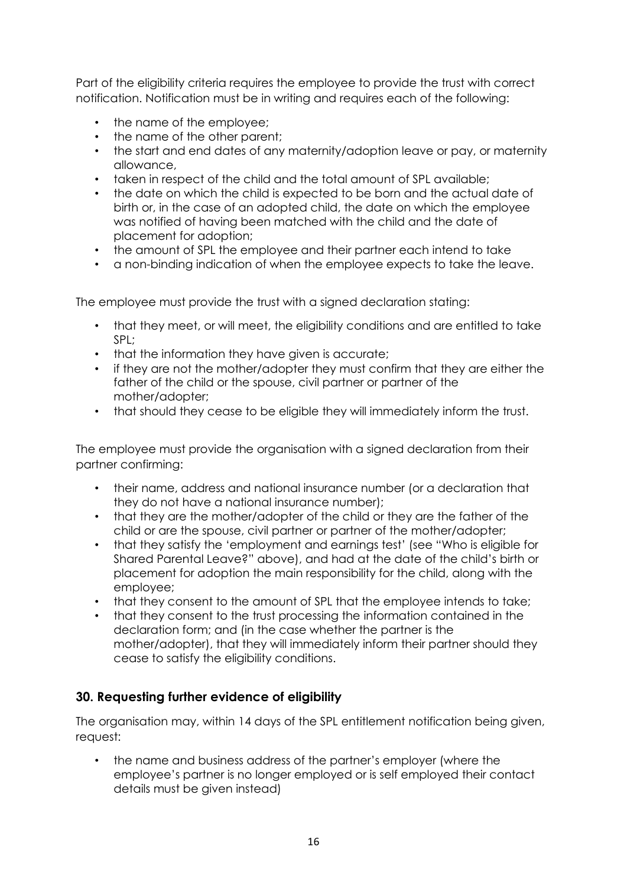Part of the eligibility criteria requires the employee to provide the trust with correct notification. Notification must be in writing and requires each of the following:

- the name of the employee;
- the name of the other parent;
- the start and end dates of any maternity/adoption leave or pay, or maternity allowance,
- taken in respect of the child and the total amount of SPL available;
- the date on which the child is expected to be born and the actual date of birth or, in the case of an adopted child, the date on which the employee was notified of having been matched with the child and the date of placement for adoption;
- the amount of SPL the employee and their partner each intend to take
- a non-binding indication of when the employee expects to take the leave.

The employee must provide the trust with a signed declaration stating:

- that they meet, or will meet, the eligibility conditions and are entitled to take SPL;
- that the information they have given is accurate;
- if they are not the mother/adopter they must confirm that they are either the father of the child or the spouse, civil partner or partner of the mother/adopter;
- that should they cease to be eligible they will immediately inform the trust.

The employee must provide the organisation with a signed declaration from their partner confirming:

- their name, address and national insurance number (or a declaration that they do not have a national insurance number);
- that they are the mother/adopter of the child or they are the father of the child or are the spouse, civil partner or partner of the mother/adopter;
- that they satisfy the 'employment and earnings test' (see "Who is eligible for Shared Parental Leave?" above), and had at the date of the child's birth or placement for adoption the main responsibility for the child, along with the employee;
- that they consent to the amount of SPL that the employee intends to take;
- that they consent to the trust processing the information contained in the declaration form; and (in the case whether the partner is the mother/adopter), that they will immediately inform their partner should they cease to satisfy the eligibility conditions.

### 30. Requesting further evidence of eligibility

The organisation may, within 14 days of the SPL entitlement notification being given, request:

- the name and business address of the partner's employer (where the employee's partner is no longer employed or is self employed their contact details must be given instead)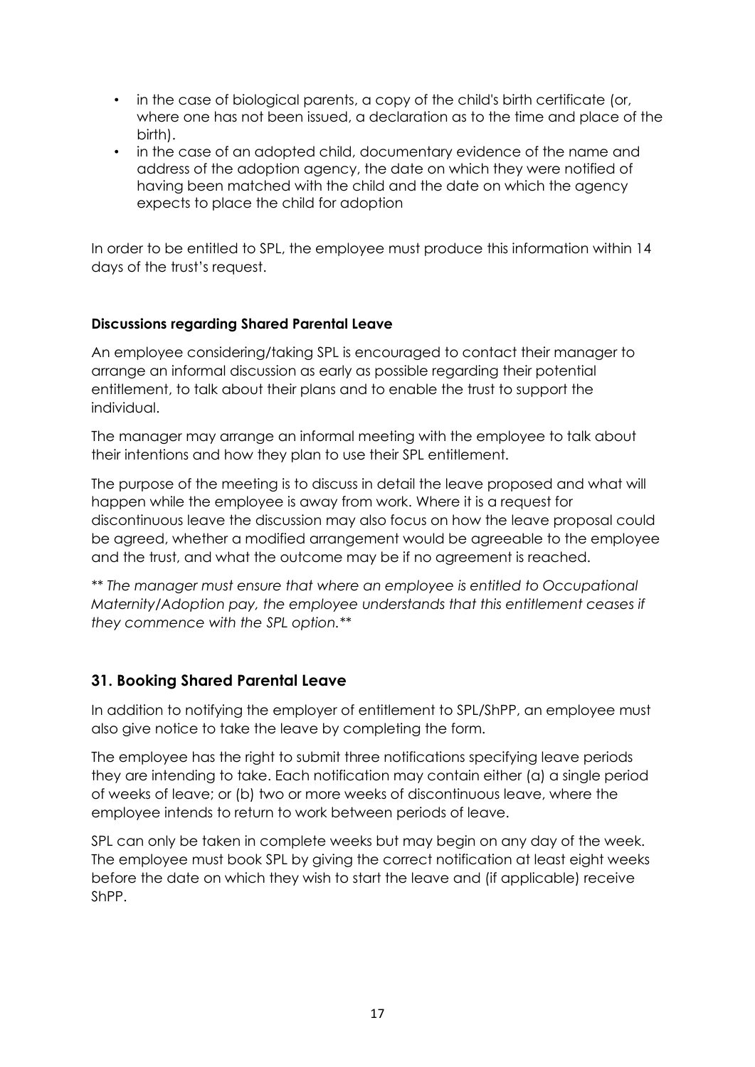- in the case of biological parents, a copy of the child's birth certificate (or, where one has not been issued, a declaration as to the time and place of the birth).
- in the case of an adopted child, documentary evidence of the name and address of the adoption agency, the date on which they were notified of having been matched with the child and the date on which the agency expects to place the child for adoption

In order to be entitled to SPL, the employee must produce this information within 14 days of the trust's request.

**Discussions regarding Shared Parental Leave**

An employee considering/taking SPL is encouraged to contact their manager to arrange an informal discussion as early as possible regarding their potential entitlement, to talk about their plans and to enable the trust to support the individual.

The manager may arrange an informal meeting with the employee to talk about their intentions and how they plan to use their SPL entitlement.

The purpose of the meeting is to discuss in detail the leave proposed and what will happen while the employee is away from work. Where it is a request for discontinuous leave the discussion may also focus on how the leave proposal could be agreed, whether a modified arrangement would be agreeable to the employee and the trust, and what the outcome may be if no agreement is reached.

*** The manager must ensure that where an employee is entitled to Occupational Maternity/Adoption pay, the employee understands that this entitlement ceases if they commence with the SPL option.***

## 31. Booking Shared Parental Leave

In addition to notifying the employer of entitlement to SPL/ShPP, an employee must also give notice to take the leave by completing the form.

The employee has the right to submit three notifications specifying leave periods they are intending to take. Each notification may contain either (a) a single period of weeks of leave; or (b) two or more weeks of discontinuous leave, where the employee intends to return to work between periods of leave.

SPL can only be taken in complete weeks but may begin on any day of the week. The employee must book SPL by giving the correct notification at least eight weeks before the date on which they wish to start the leave and (if applicable) receive ShPP.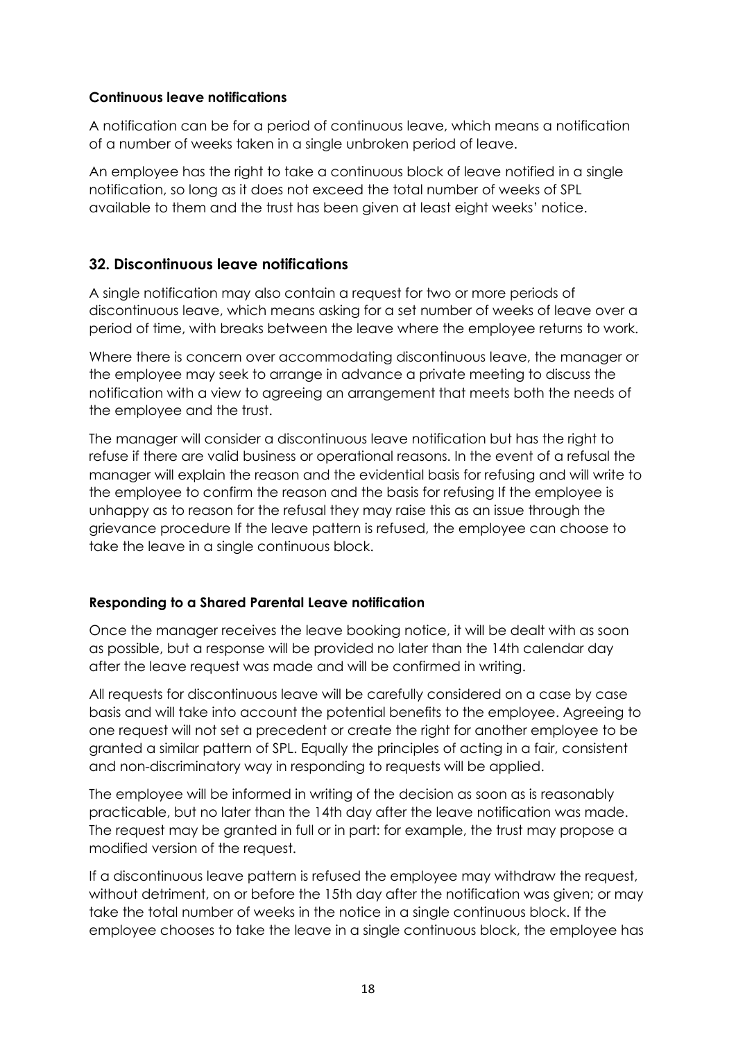#### Continuous leave notifications

A notification can be for a period of continuous leave, which means a notification of a number of weeks taken in a single unbroken period of leave.

An employee has the right to take a continuous block of leave notified in a single notification, so long as it does not exceed the total number of weeks of SPL available to them and the trust has been given at least eight weeks' notice.

### 32. Discontinuous leave notifications

A single notification may also contain a request for two or more periods of discontinuous leave, which means asking for a set number of weeks of leave over a period of time, with breaks between the leave where the employee returns to work.

Where there is concern over accommodating discontinuous leave, the manager or the employee may seek to arrange in advance a private meeting to discuss the notification with a view to agreeing an arrangement that meets both the needs of the employee and the trust.

The manager will consider a discontinuous leave notification but has the right to refuse if there are valid business or operational reasons. In the event of a refusal the manager will explain the reason and the evidential basis for refusing and will write to the employee to confirm the reason and the basis for refusing If the employee is unhappy as to reason for the refusal they may raise this as an issue through the grievance procedure If the leave pattern is refused, the employee can choose to take the leave in a single continuous block.

#### Responding to a Shared Parental Leave notification

Once the manager receives the leave booking notice, it will be dealt with as soon as possible, but a response will be provided no later than the 14th calendar day after the leave request was made and will be confirmed in writing.

All requests for discontinuous leave will be carefully considered on a case by case basis and will take into account the potential benefits to the employee. Agreeing to one request will not set a precedent or create the right for another employee to be granted a similar pattern of SPL. Equally the principles of acting in a fair, consistent and non-discriminatory way in responding to requests will be applied.

The employee will be informed in writing of the decision as soon as is reasonably practicable, but no later than the 14th day after the leave notification was made. The request may be granted in full or in part: for example, the trust may propose a modified version of the request.

If a discontinuous leave pattern is refused the employee may withdraw the request, without detriment, on or before the 15th day after the notification was given; or may take the total number of weeks in the notice in a single continuous block. If the employee chooses to take the leave in a single continuous block, the employee has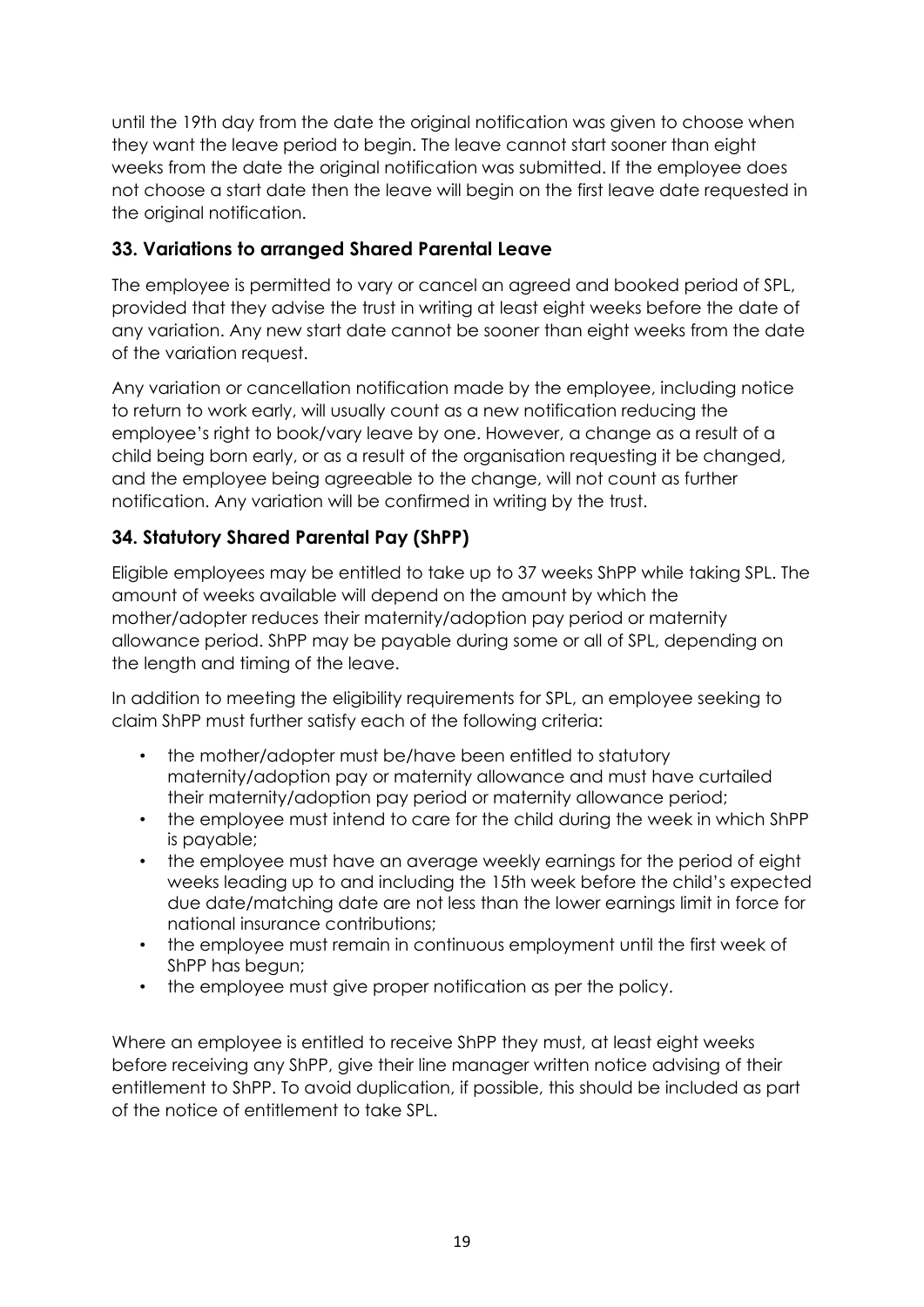until the 19th day from the date the original notification was given to choose when they want the leave period to begin. The leave cannot start sooner than eight weeks from the date the original notification was submitted. If the employee does not choose a start date then the leave will begin on the first leave date requested in the original notification.

## 33. Variations to arranged Shared Parental Leave

The employee is permitted to vary or cancel an agreed and booked period of SPL, provided that they advise the trust in writing at least eight weeks before the date of any variation. Any new start date cannot be sooner than eight weeks from the date of the variation request.

Any variation or cancellation notification made by the employee, including notice to return to work early, will usually count as a new notification reducing the employee's right to book/vary leave by one. However, a change as a result of a child being born early, or as a result of the organisation requesting it be changed, and the employee being agreeable to the change, will not count as further notification. Any variation will be confirmed in writing by the trust.

## 34. Statutory Shared Parental Pay (ShPP)

Eligible employees may be entitled to take up to 37 weeks ShPP while taking SPL. The amount of weeks available will depend on the amount by which the mother/adopter reduces their maternity/adoption pay period or maternity allowance period. ShPP may be payable during some or all of SPL, depending on the length and timing of the leave.

In addition to meeting the eligibility requirements for SPL, an employee seeking to claim ShPP must further satisfy each of the following criteria:

- the mother/adopter must be/have been entitled to statutory maternity/adoption pay or maternity allowance and must have curtailed their maternity/adoption pay period or maternity allowance period;
- the employee must intend to care for the child during the week in which ShPP is payable;
- the employee must have an average weekly earnings for the period of eight weeks leading up to and including the 15th week before the child's expected due date/matching date are not less than the lower earnings limit in force for national insurance contributions;
- the employee must remain in continuous employment until the first week of ShPP has begun;
- the employee must give proper notification as per the policy.

Where an employee is entitled to receive ShPP they must, at least eight weeks before receiving any ShPP, give their line manager written notice advising of their entitlement to ShPP. To avoid duplication, if possible, this should be included as part of the notice of entitlement to take SPL.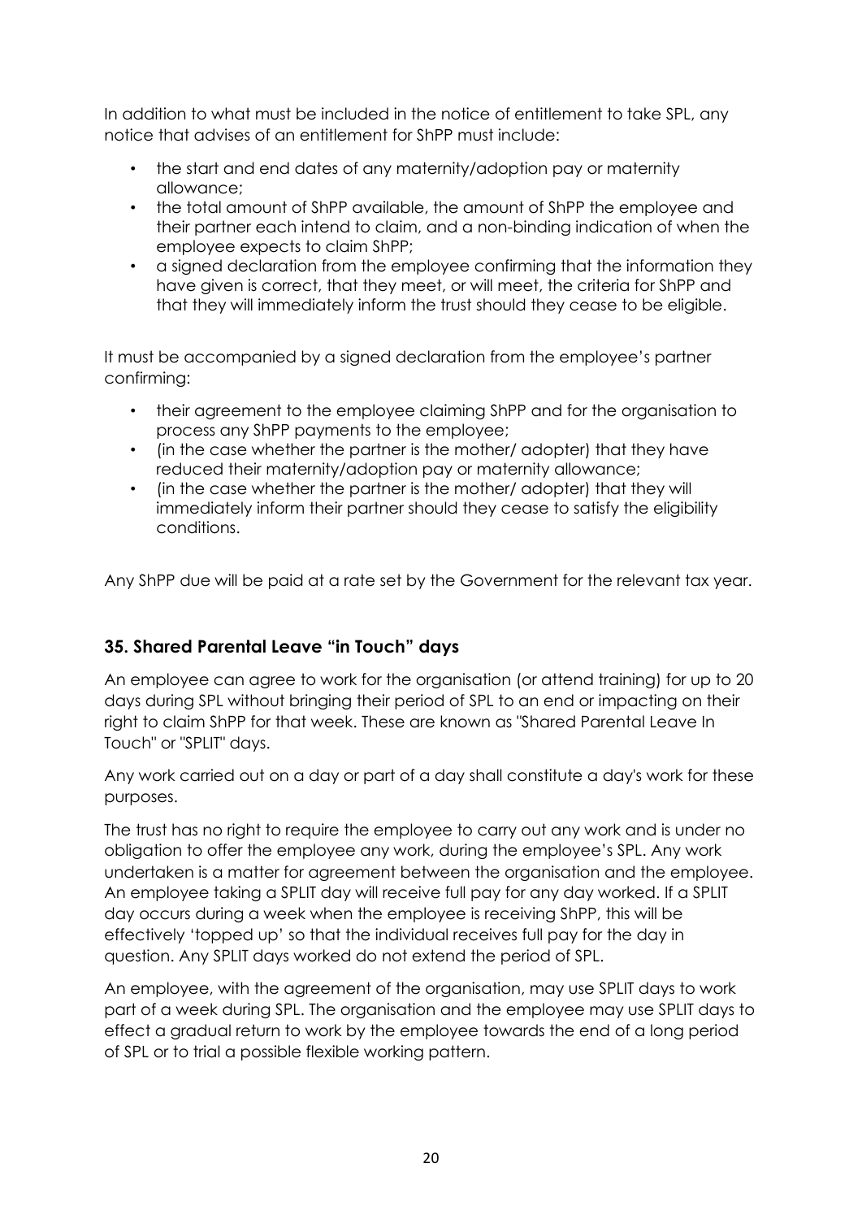In addition to what must be included in the notice of entitlement to take SPL, any notice that advises of an entitlement for ShPP must include:

- the start and end dates of any maternity/adoption pay or maternity allowance;
- the total amount of ShPP available, the amount of ShPP the employee and their partner each intend to claim, and a non-binding indication of when the employee expects to claim ShPP;
- a signed declaration from the employee confirming that the information they have given is correct, that they meet, or will meet, the criteria for ShPP and that they will immediately inform the trust should they cease to be eligible.

It must be accompanied by a signed declaration from the employee's partner confirming:

- their agreement to the employee claiming ShPP and for the organisation to process any ShPP payments to the employee;
- (in the case whether the partner is the mother/ adopter) that they have reduced their maternity/adoption pay or maternity allowance;
- (in the case whether the partner is the mother/ adopter) that they will immediately inform their partner should they cease to satisfy the eligibility conditions.

Any ShPP due will be paid at a rate set by the Government for the relevant tax year.

### 35. Shared Parental Leave "in Touch" days

An employee can agree to work for the organisation (or attend training) for up to 20 days during SPL without bringing their period of SPL to an end or impacting on their right to claim ShPP for that week. These are known as "Shared Parental Leave In Touch" or "SPLIT" days.

Any work carried out on a day or part of a day shall constitute a day's work for these purposes.

The trust has no right to require the employee to carry out any work and is under no obligation to offer the employee any work, during the employee's SPL. Any work undertaken is a matter for agreement between the organisation and the employee. An employee taking a SPLIT day will receive full pay for any day worked. If a SPLIT day occurs during a week when the employee is receiving ShPP, this will be effectively 'topped up' so that the individual receives full pay for the day in question. Any SPLIT days worked do not extend the period of SPL.

An employee, with the agreement of the organisation, may use SPLIT days to work part of a week during SPL. The organisation and the employee may use SPLIT days to effect a gradual return to work by the employee towards the end of a long period of SPL or to trial a possible flexible working pattern.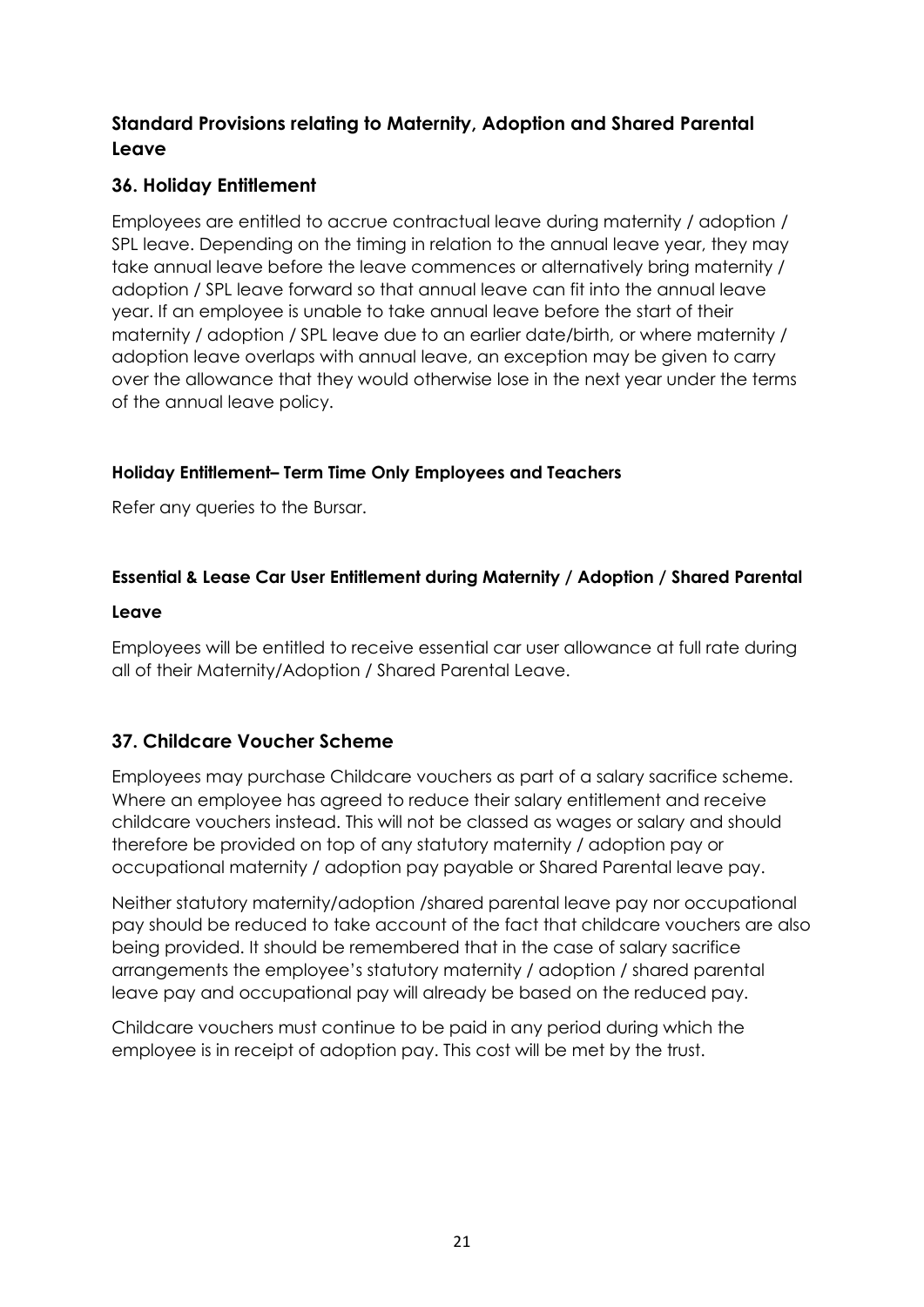## Standard Provisions relating to Maternity, Adoption and Shared Parental Leave

## 36. Holiday Entitlement

Employees are entitled to accrue contractual leave during maternity / adoption / SPL leave. Depending on the timing in relation to the annual leave year, they may take annual leave before the leave commences or alternatively bring maternity / adoption / SPL leave forward so that annual leave can fit into the annual leave year. If an employee is unable to take annual leave before the start of their maternity / adoption / SPL leave due to an earlier date/birth, or where maternity / adoption leave overlaps with annual leave, an exception may be given to carry over the allowance that they would otherwise lose in the next year under the terms of the annual leave policy.

#### Holiday Entitlement– Term Time Only Employees and Teachers

Refer any queries to the Bursar.

#### Essential & Lease Car User Entitlement during Maternity / Adoption / Shared Parental Leave

Employees will be entitled to receive essential car user allowance at full rate during all of their Maternity/Adoption / Shared Parental Leave.

## 37. Childcare Voucher Scheme

Employees may purchase Childcare vouchers as part of a salary sacrifice scheme. Where an employee has agreed to reduce their salary entitlement and receive childcare vouchers instead. This will not be classed as wages or salary and should therefore be provided on top of any statutory maternity / adoption pay or occupational maternity / adoption pay payable or Shared Parental leave pay.

Neither statutory maternity/adoption /shared parental leave pay nor occupational pay should be reduced to take account of the fact that childcare vouchers are also being provided. It should be remembered that in the case of salary sacrifice arrangements the employee's statutory maternity / adoption / shared parental leave pay and occupational pay will already be based on the reduced pay.

Childcare vouchers must continue to be paid in any period during which the employee is in receipt of adoption pay. This cost will be met by the trust.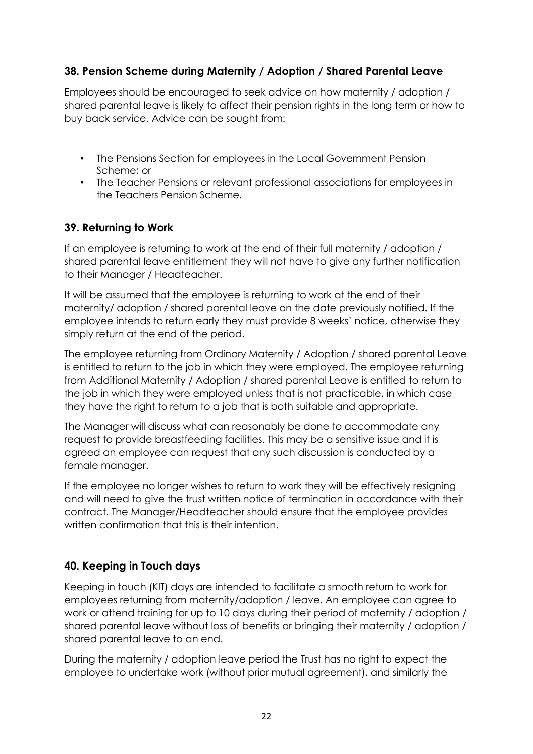## 38. Pension Scheme during Maternity / Adoption / Shared Parental Leave

Employees should be encouraged to seek advice on how maternity / adoption / shared parental leave is likely to affect their pension rights in the long term or how to buy back service. Advice can be sought from:

- The Pensions Section for employees in the Local Government Pension Scheme; or
- The Teacher Pensions or relevant professional associations for employees in the Teachers Pension Scheme.

## 39. Returning to Work

If an employee is returning to work at the end of their full maternity / adoption / shared parental leave entitlement they will not have to give any further notification to their Manager / Headteacher.

It will be assumed that the employee is returning to work at the end of their maternity/ adoption / shared parental leave on the date previously notified. If the employee intends to return early they must provide 8 weeks' notice, otherwise they simply return at the end of the period.

The employee returning from Ordinary Maternity / Adoption / shared parental Leave is entitled to return to the job in which they were employed. The employee returning from Additional Maternity / Adoption / shared parental Leave is entitled to return to the job in which they were employed unless that is not practicable, in which case they have the right to return to a job that is both suitable and appropriate.

The Manager will discuss what can reasonably be done to accommodate any request to provide breastfeeding facilities. This may be a sensitive issue and it is agreed an employee can request that any such discussion is conducted by a female manager.

If the employee no longer wishes to return to work they will be effectively resigning and will need to give the trust written notice of termination in accordance with their contract. The Manager/Headteacher should ensure that the employee provides written confirmation that this is their intention.

## 40. Keeping in Touch days

Keeping in touch (KIT) days are intended to facilitate a smooth return to work for employees returning from maternity/adoption / leave. An employee can agree to work or attend training for up to 10 days during their period of maternity / adoption / shared parental leave without loss of benefits or bringing their maternity / adoption / shared parental leave to an end.

During the maternity / adoption leave period the Trust has no right to expect the employee to undertake work (without prior mutual agreement), and similarly the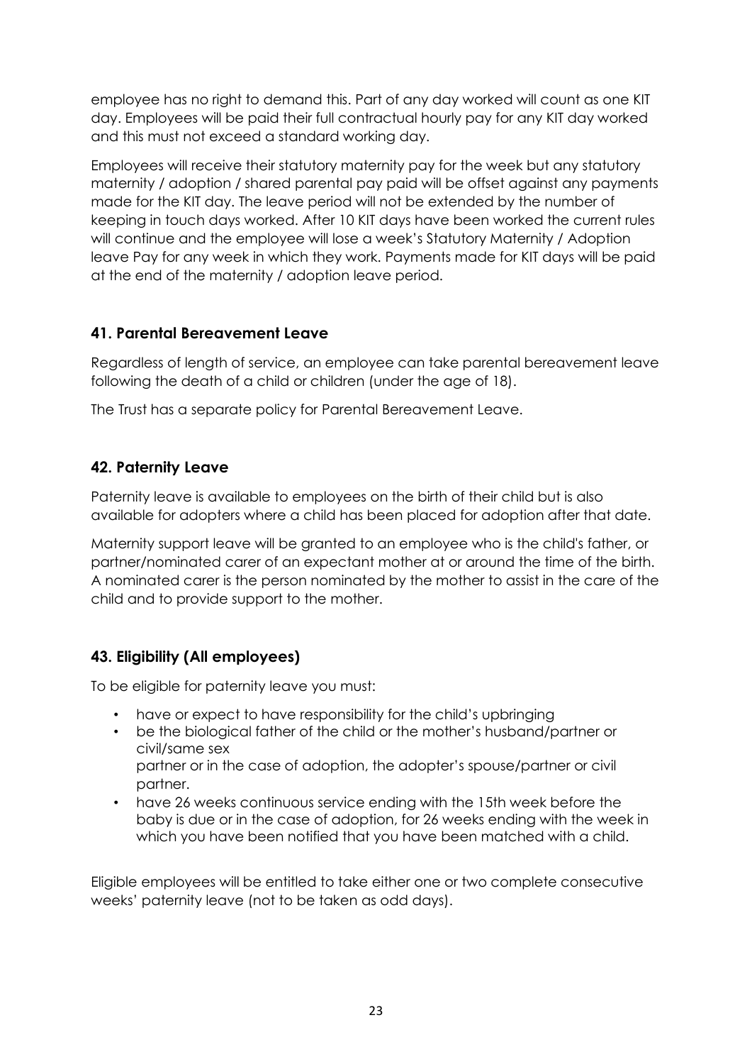employee has no right to demand this. Part of any day worked will count as one KIT day. Employees will be paid their full contractual hourly pay for any KIT day worked and this must not exceed a standard working day.

Employees will receive their statutory maternity pay for the week but any statutory maternity / adoption / shared parental pay paid will be offset against any payments made for the KIT day. The leave period will not be extended by the number of keeping in touch days worked. After 10 KIT days have been worked the current rules will continue and the employee will lose a week's Statutory Maternity / Adoption leave Pay for any week in which they work. Payments made for KIT days will be paid at the end of the maternity / adoption leave period.

## 41. Parental Bereavement Leave

Regardless of length of service, an employee can take parental bereavement leave following the death of a child or children (under the age of 18).

The Trust has a separate policy for Parental Bereavement Leave.

## 42. Paternity Leave

Paternity leave is available to employees on the birth of their child but is also available for adopters where a child has been placed for adoption after that date.

Maternity support leave will be granted to an employee who is the child's father, or partner/nominated carer of an expectant mother at or around the time of the birth. A nominated carer is the person nominated by the mother to assist in the care of the child and to provide support to the mother.

## 43. Eligibility (All employees)

To be eligible for paternity leave you must:

- have or expect to have responsibility for the child's upbringing
- be the biological father of the child or the mother's husband/partner or civil/same sex
  partner or in the case of adoption, the adopter's spouse/partner or civil partner.
- have 26 weeks continuous service ending with the 15th week before the baby is due or in the case of adoption, for 26 weeks ending with the week in which you have been notified that you have been matched with a child.

Eligible employees will be entitled to take either one or two complete consecutive weeks' paternity leave (not to be taken as odd days).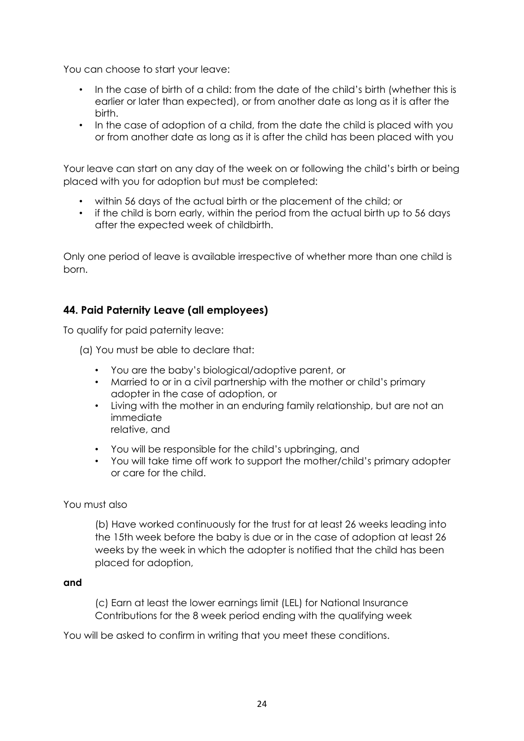You can choose to start your leave:

- In the case of birth of a child: from the date of the child's birth (whether this is earlier or later than expected), or from another date as long as it is after the birth.
- In the case of adoption of a child, from the date the child is placed with you or from another date as long as it is after the child has been placed with you

Your leave can start on any day of the week on or following the child's birth or being placed with you for adoption but must be completed:

- within 56 days of the actual birth or the placement of the child; or
- if the child is born early, within the period from the actual birth up to 56 days after the expected week of childbirth.

Only one period of leave is available irrespective of whether more than one child is born.

## 44. Paid Paternity Leave (all employees)

To qualify for paid paternity leave:

(a) You must be able to declare that:

- You are the baby's biological/adoptive parent, or
- Married to or in a civil partnership with the mother or child's primary adopter in the case of adoption, or
- Living with the mother in an enduring family relationship, but are not an immediate relative, and
- You will be responsible for the child's upbringing, and
- You will take time off work to support the mother/child's primary adopter or care for the child.

You must also

(b) Have worked continuously for the trust for at least 26 weeks leading into the 15th week before the baby is due or in the case of adoption at least 26 weeks by the week in which the adopter is notified that the child has been placed for adoption,

**and**

(c) Earn at least the lower earnings limit (LEL) for National Insurance Contributions for the 8 week period ending with the qualifying week

You will be asked to confirm in writing that you meet these conditions.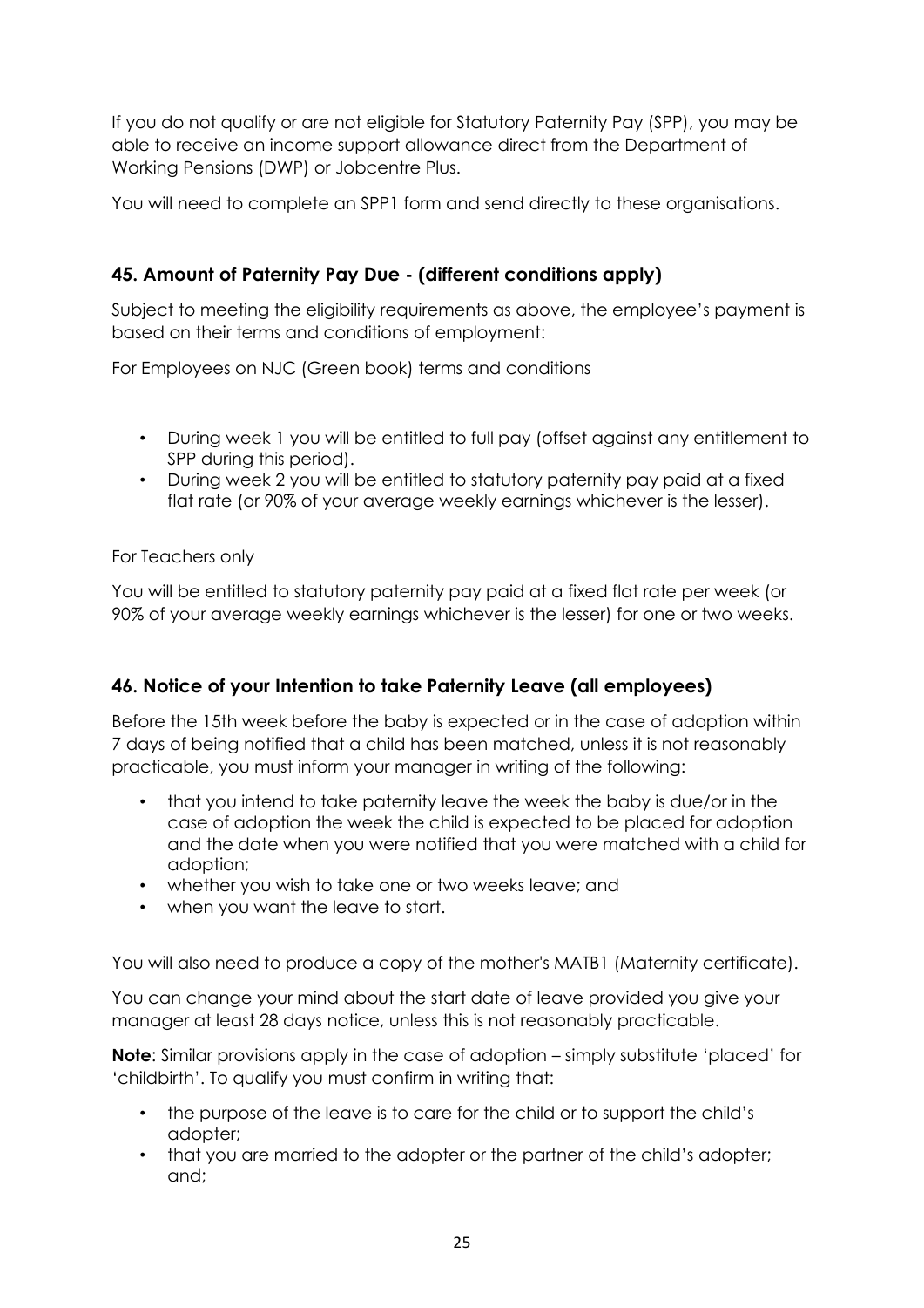If you do not qualify or are not eligible for Statutory Paternity Pay (SPP), you may be able to receive an income support allowance direct from the Department of Working Pensions (DWP) or Jobcentre Plus.

You will need to complete an SPP1 form and send directly to these organisations.

## 45. Amount of Paternity Pay Due - (different conditions apply)

Subject to meeting the eligibility requirements as above, the employee's payment is based on their terms and conditions of employment:

For Employees on NJC (Green book) terms and conditions

- During week 1 you will be entitled to full pay (offset against any entitlement to SPP during this period).
- During week 2 you will be entitled to statutory paternity pay paid at a fixed flat rate (or 90% of your average weekly earnings whichever is the lesser).

For Teachers only

You will be entitled to statutory paternity pay paid at a fixed flat rate per week (or 90% of your average weekly earnings whichever is the lesser) for one or two weeks.

## 46. Notice of your Intention to take Paternity Leave (all employees)

Before the 15th week before the baby is expected or in the case of adoption within 7 days of being notified that a child has been matched, unless it is not reasonably practicable, you must inform your manager in writing of the following:

- that you intend to take paternity leave the week the baby is due/or in the case of adoption the week the child is expected to be placed for adoption and the date when you were notified that you were matched with a child for adoption;
- whether you wish to take one or two weeks leave; and
- when you want the leave to start.

You will also need to produce a copy of the mother's MATB1 (Maternity certificate).

You can change your mind about the start date of leave provided you give your manager at least 28 days notice, unless this is not reasonably practicable.

**Note**: Similar provisions apply in the case of adoption – simply substitute 'placed' for 'childbirth'. To qualify you must confirm in writing that:

- the purpose of the leave is to care for the child or to support the child's adopter;
- that you are married to the adopter or the partner of the child's adopter; and;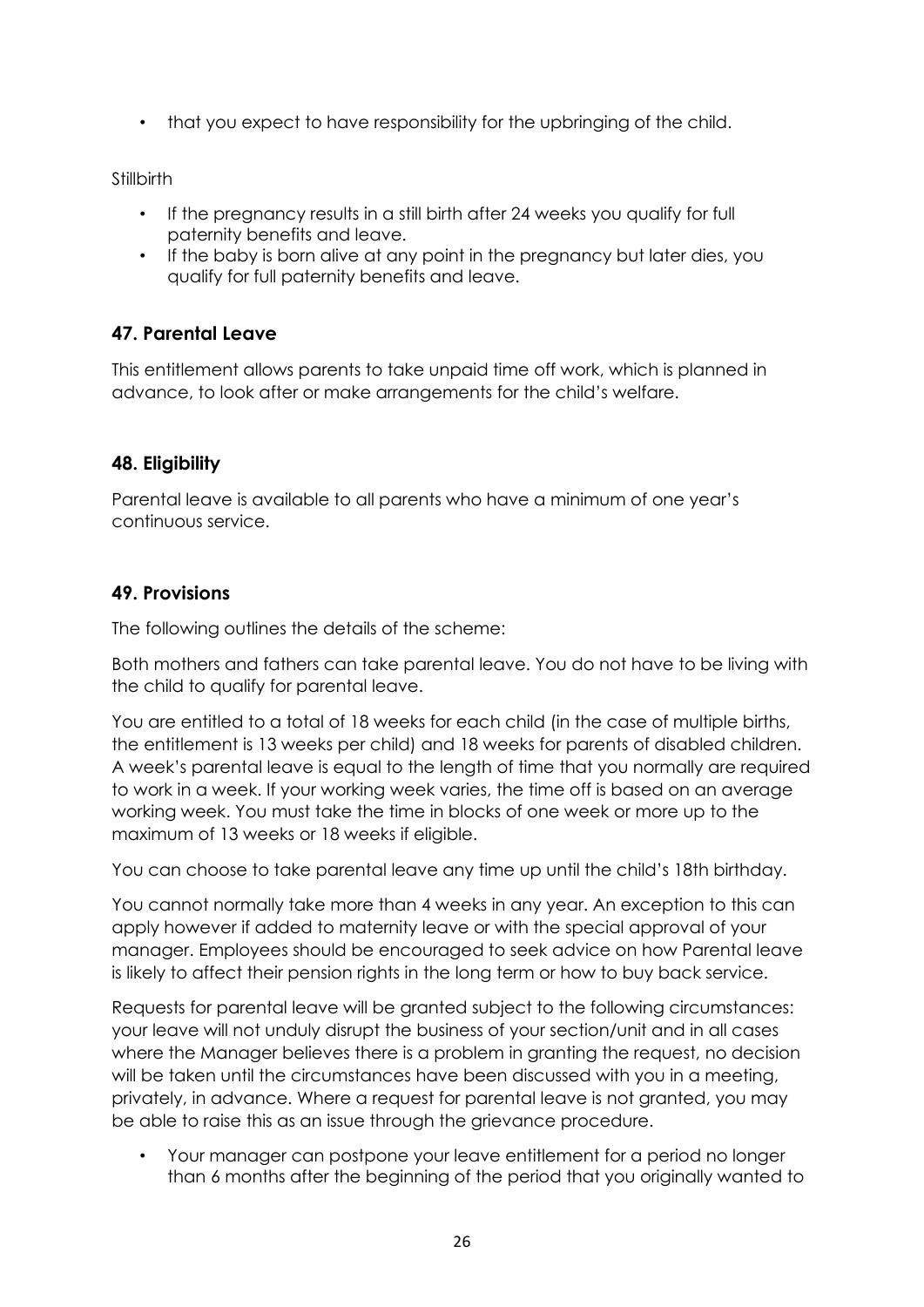- that you expect to have responsibility for the upbringing of the child.

Stillbirth

- If the pregnancy results in a still birth after 24 weeks you qualify for full paternity benefits and leave.
- If the baby is born alive at any point in the pregnancy but later dies, you qualify for full paternity benefits and leave.

## 47. Parental Leave

This entitlement allows parents to take unpaid time off work, which is planned in advance, to look after or make arrangements for the child's welfare.

## 48. Eligibility

Parental leave is available to all parents who have a minimum of one year's continuous service.

## 49. Provisions

The following outlines the details of the scheme:

Both mothers and fathers can take parental leave. You do not have to be living with the child to qualify for parental leave.

You are entitled to a total of 18 weeks for each child (in the case of multiple births, the entitlement is 13 weeks per child) and 18 weeks for parents of disabled children. A week's parental leave is equal to the length of time that you normally are required to work in a week. If your working week varies, the time off is based on an average working week. You must take the time in blocks of one week or more up to the maximum of 13 weeks or 18 weeks if eligible.

You can choose to take parental leave any time up until the child's 18th birthday.

You cannot normally take more than 4 weeks in any year. An exception to this can apply however if added to maternity leave or with the special approval of your manager. Employees should be encouraged to seek advice on how Parental leave is likely to affect their pension rights in the long term or how to buy back service.

Requests for parental leave will be granted subject to the following circumstances: your leave will not unduly disrupt the business of your section/unit and in all cases where the Manager believes there is a problem in granting the request, no decision will be taken until the circumstances have been discussed with you in a meeting, privately, in advance. Where a request for parental leave is not granted, you may be able to raise this as an issue through the grievance procedure.

- Your manager can postpone your leave entitlement for a period no longer than 6 months after the beginning of the period that you originally wanted to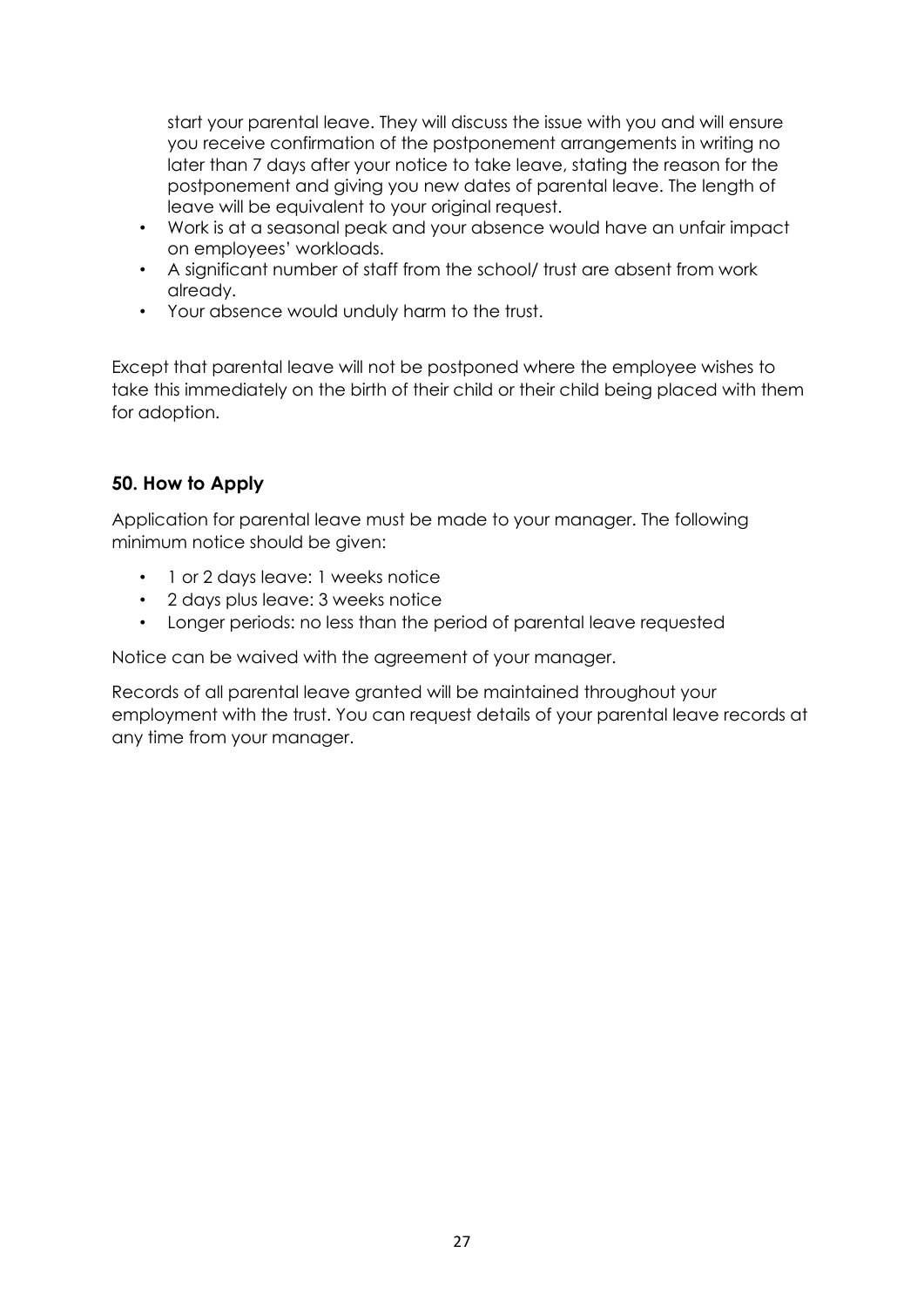start your parental leave. They will discuss the issue with you and will ensure you receive confirmation of the postponement arrangements in writing no later than 7 days after your notice to take leave, stating the reason for the postponement and giving you new dates of parental leave. The length of leave will be equivalent to your original request.

- Work is at a seasonal peak and your absence would have an unfair impact on employees' workloads.
- A significant number of staff from the school/ trust are absent from work already.
- Your absence would unduly harm to the trust.

Except that parental leave will not be postponed where the employee wishes to take this immediately on the birth of their child or their child being placed with them for adoption.

## 50. How to Apply

Application for parental leave must be made to your manager. The following minimum notice should be given:

- 1 or 2 days leave: 1 weeks notice
- 2 days plus leave: 3 weeks notice
- Longer periods: no less than the period of parental leave requested

Notice can be waived with the agreement of your manager.

Records of all parental leave granted will be maintained throughout your employment with the trust. You can request details of your parental leave records at any time from your manager.